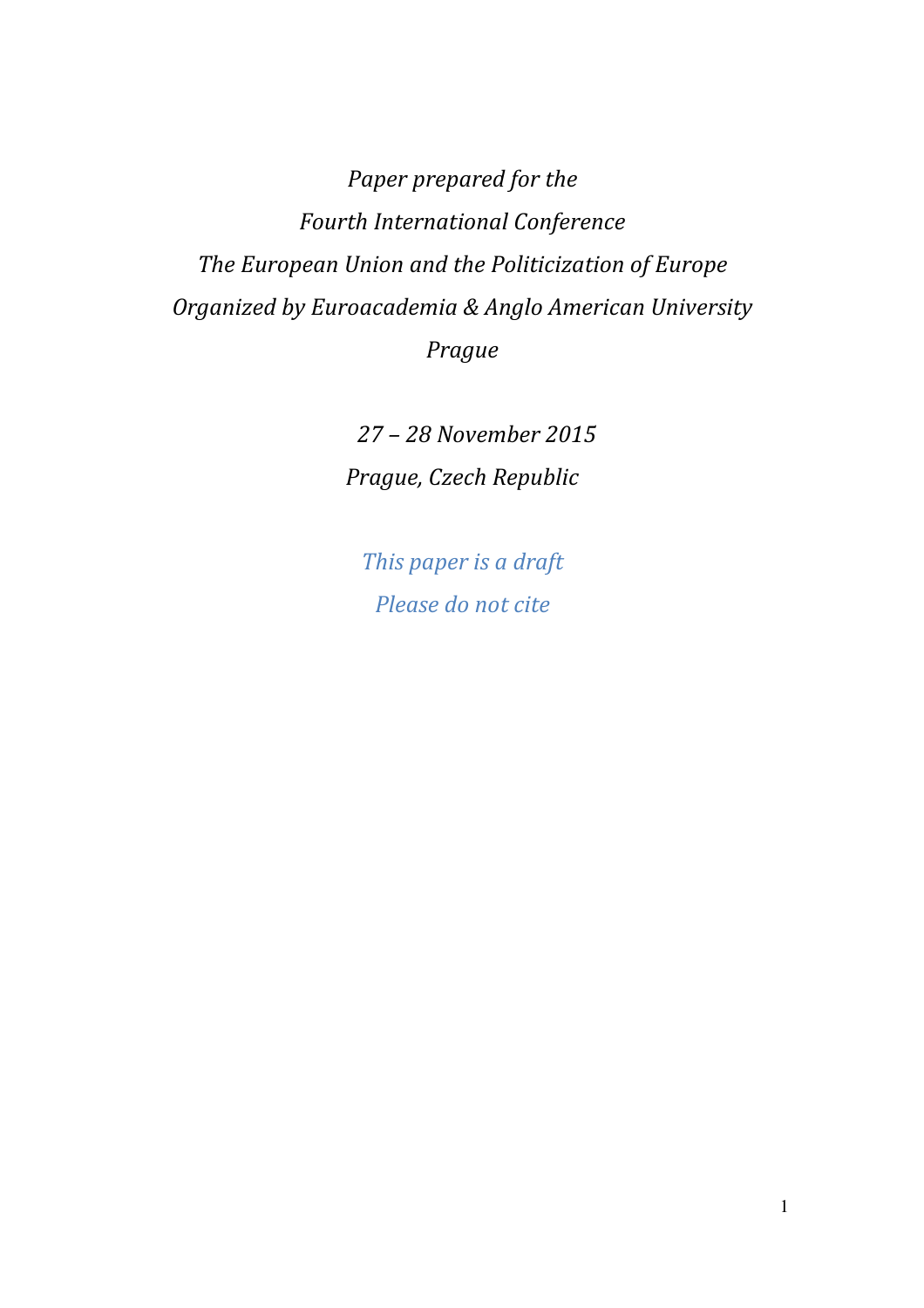*Paper prepared for the*

*Fourth International Conference*

*The European Union and the Politicization of Europe*

*Organized by Euroacademia & Anglo American University*

*Prague*

*27 – 28 November 2015*

*Prague, Czech Republic*

*This paper is a draft*

*Please do not cite*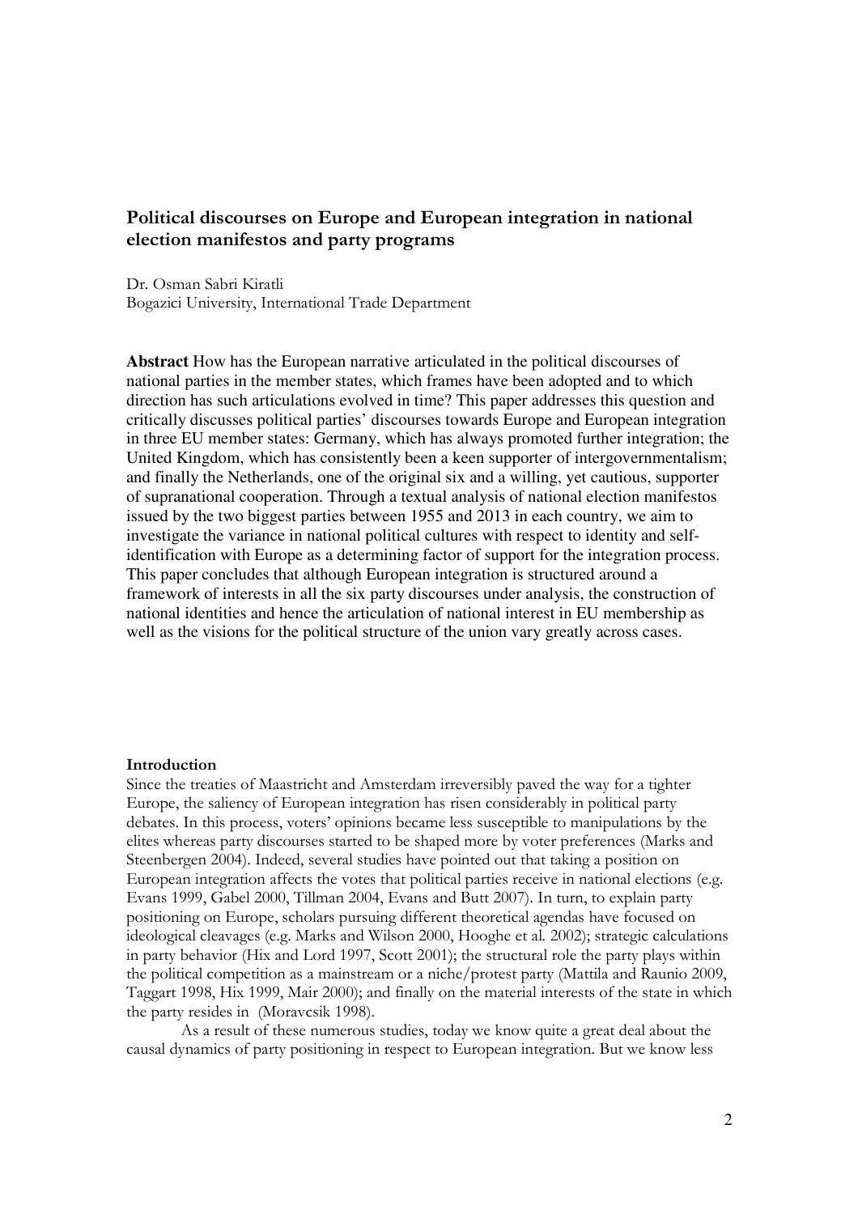## Political discourses on Europe and European integration in national election manifestos and party programs

Dr. Osman Sabri Kiratli
Bogazici University, International Trade Department

**Abstract** How has the European narrative articulated in the political discourses of national parties in the member states, which frames have been adopted and to which direction has such articulations evolved in time? This paper addresses this question and critically discusses political parties' discourses towards Europe and European integration in three EU member states: Germany, which has always promoted further integration; the United Kingdom, which has consistently been a keen supporter of intergovernmentalism; and finally the Netherlands, one of the original six and a willing, yet cautious, supporter of supranational cooperation. Through a textual analysis of national election manifestos issued by the two biggest parties between 1955 and 2013 in each country, we aim to investigate the variance in national political cultures with respect to identity and self-identification with Europe as a determining factor of support for the integration process. This paper concludes that although European integration is structured around a framework of interests in all the six party discourses under analysis, the construction of national identities and hence the articulation of national interest in EU membership as well as the visions for the political structure of the union vary greatly across cases.

### Introduction

Since the treaties of Maastricht and Amsterdam irreversibly paved the way for a tighter Europe, the saliency of European integration has risen considerably in political party debates. In this process, voters' opinions became less susceptible to manipulations by the elites whereas party discourses started to be shaped more by voter preferences (Marks and Steenbergen 2004). Indeed, several studies have pointed out that taking a position on European integration affects the votes that political parties receive in national elections (e.g. Evans 1999, Gabel 2000, Tillman 2004, Evans and Butt 2007). In turn, to explain party positioning on Europe, scholars pursuing different theoretical agendas have focused on ideological cleavages (e.g. Marks and Wilson 2000, Hooghe et al. 2002); strategic calculations in party behavior (Hix and Lord 1997, Scott 2001); the structural role the party plays within the political competition as a mainstream or a niche/protest party (Mattila and Raunio 2009, Taggart 1998, Hix 1999, Mair 2000); and finally on the material interests of the state in which the party resides in (Moravcsik 1998).

As a result of these numerous studies, today we know quite a great deal about the causal dynamics of party positioning in respect to European integration. But we know less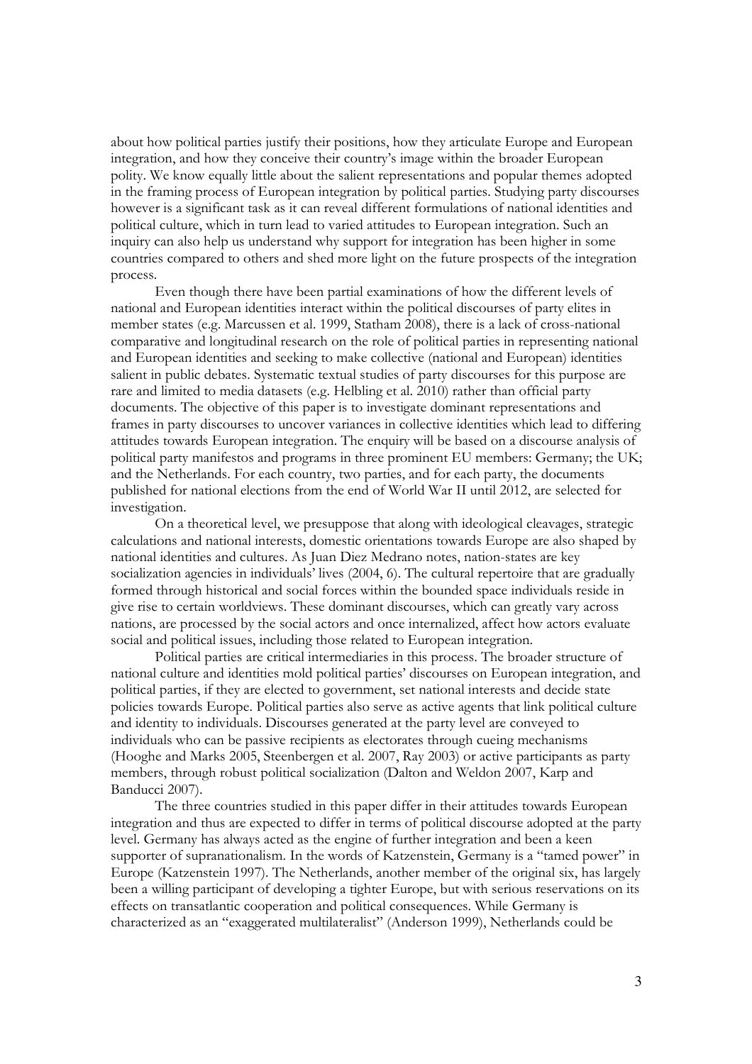about how political parties justify their positions, how they articulate Europe and European integration, and how they conceive their country's image within the broader European polity. We know equally little about the salient representations and popular themes adopted in the framing process of European integration by political parties. Studying party discourses however is a significant task as it can reveal different formulations of national identities and political culture, which in turn lead to varied attitudes to European integration. Such an inquiry can also help us understand why support for integration has been higher in some countries compared to others and shed more light on the future prospects of the integration process.

Even though there have been partial examinations of how the different levels of national and European identities interact within the political discourses of party elites in member states (e.g. Marcussen et al. 1999, Statham 2008), there is a lack of cross-national comparative and longitudinal research on the role of political parties in representing national and European identities and seeking to make collective (national and European) identities salient in public debates. Systematic textual studies of party discourses for this purpose are rare and limited to media datasets (e.g. Helbling et al. 2010) rather than official party documents. The objective of this paper is to investigate dominant representations and frames in party discourses to uncover variances in collective identities which lead to differing attitudes towards European integration. The enquiry will be based on a discourse analysis of political party manifestos and programs in three prominent EU members: Germany; the UK; and the Netherlands. For each country, two parties, and for each party, the documents published for national elections from the end of World War II until 2012, are selected for investigation.

On a theoretical level, we presuppose that along with ideological cleavages, strategic calculations and national interests, domestic orientations towards Europe are also shaped by national identities and cultures. As Juan Diez Medrano notes, nation-states are key socialization agencies in individuals' lives (2004, 6). The cultural repertoire that are gradually formed through historical and social forces within the bounded space individuals reside in give rise to certain worldviews. These dominant discourses, which can greatly vary across nations, are processed by the social actors and once internalized, affect how actors evaluate social and political issues, including those related to European integration.

Political parties are critical intermediaries in this process. The broader structure of national culture and identities mold political parties' discourses on European integration, and political parties, if they are elected to government, set national interests and decide state policies towards Europe. Political parties also serve as active agents that link political culture and identity to individuals. Discourses generated at the party level are conveyed to individuals who can be passive recipients as electorates through cueing mechanisms (Hooghe and Marks 2005, Steenbergen et al. 2007, Ray 2003) or active participants as party members, through robust political socialization (Dalton and Weldon 2007, Karp and Banducci 2007).

The three countries studied in this paper differ in their attitudes towards European integration and thus are expected to differ in terms of political discourse adopted at the party level. Germany has always acted as the engine of further integration and been a keen supporter of supranationalism. In the words of Katzenstein, Germany is a "tamed power" in Europe (Katzenstein 1997). The Netherlands, another member of the original six, has largely been a willing participant of developing a tighter Europe, but with serious reservations on its effects on transatlantic cooperation and political consequences. While Germany is characterized as an "exaggerated multilateralist" (Anderson 1999), Netherlands could be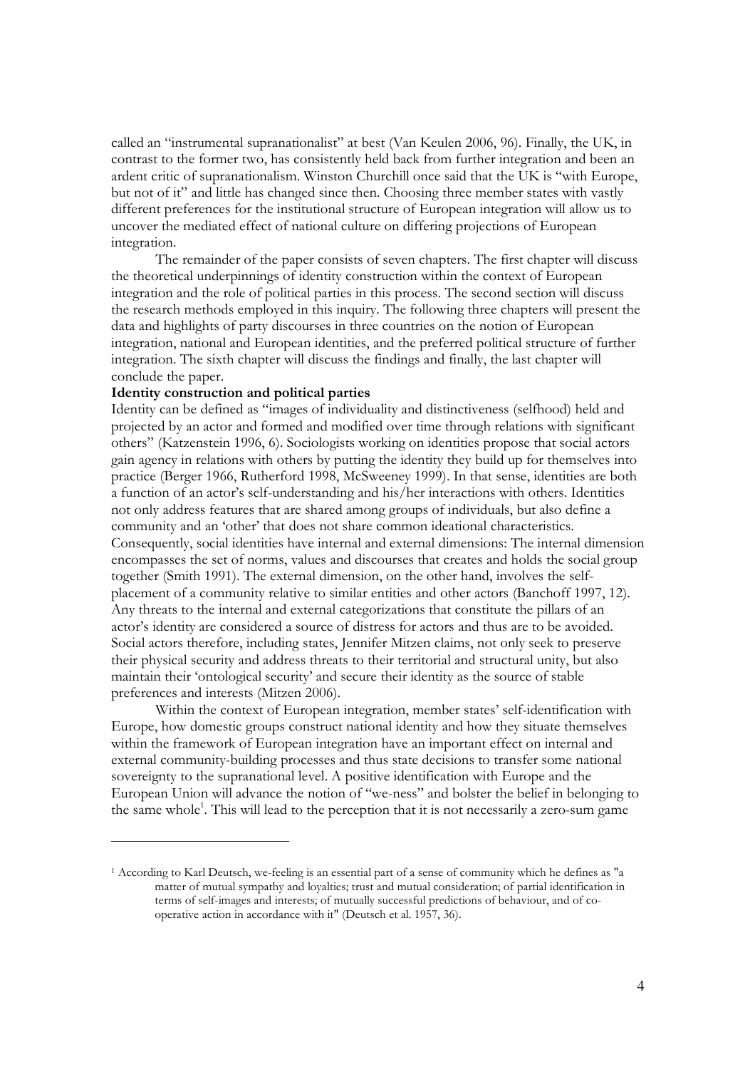called an "instrumental supranationalist" at best (Van Keulen 2006, 96). Finally, the UK, in contrast to the former two, has consistently held back from further integration and been an ardent critic of supranationalism. Winston Churchill once said that the UK is "with Europe, but not of it" and little has changed since then. Choosing three member states with vastly different preferences for the institutional structure of European integration will allow us to uncover the mediated effect of national culture on differing projections of European integration.

The remainder of the paper consists of seven chapters. The first chapter will discuss the theoretical underpinnings of identity construction within the context of European integration and the role of political parties in this process. The second section will discuss the research methods employed in this inquiry. The following three chapters will present the data and highlights of party discourses in three countries on the notion of European integration, national and European identities, and the preferred political structure of further integration. The sixth chapter will discuss the findings and finally, the last chapter will conclude the paper.

**Identity construction and political parties**

Identity can be defined as "images of individuality and distinctiveness (selfhood) held and projected by an actor and formed and modified over time through relations with significant others" (Katzenstein 1996, 6). Sociologists working on identities propose that social actors gain agency in relations with others by putting the identity they build up for themselves into practice (Berger 1966, Rutherford 1998, McSweeney 1999). In that sense, identities are both a function of an actor's self-understanding and his/her interactions with others. Identities not only address features that are shared among groups of individuals, but also define a community and an 'other' that does not share common ideational characteristics. Consequently, social identities have internal and external dimensions: The internal dimension encompasses the set of norms, values and discourses that creates and holds the social group together (Smith 1991). The external dimension, on the other hand, involves the self-placement of a community relative to similar entities and other actors (Banchoff 1997, 12). Any threats to the internal and external categorizations that constitute the pillars of an actor's identity are considered a source of distress for actors and thus are to be avoided. Social actors therefore, including states, Jennifer Mitzen claims, not only seek to preserve their physical security and address threats to their territorial and structural unity, but also maintain their 'ontological security' and secure their identity as the source of stable preferences and interests (Mitzen 2006).

Within the context of European integration, member states' self-identification with Europe, how domestic groups construct national identity and how they situate themselves within the framework of European integration have an important effect on internal and external community-building processes and thus state decisions to transfer some national sovereignty to the supranational level. A positive identification with Europe and the European Union will advance the notion of "we-ness" and bolster the belief in belonging to the same whole[1]. This will lead to the perception that it is not necessarily a zero-sum game

---

[1] According to Karl Deutsch, we-feeling is an essential part of a sense of community which he defines as "a matter of mutual sympathy and loyalties; trust and mutual consideration; of partial identification in terms of self-images and interests; of mutually successful predictions of behaviour, and of co-operative action in accordance with it" (Deutsch et al. 1957, 36).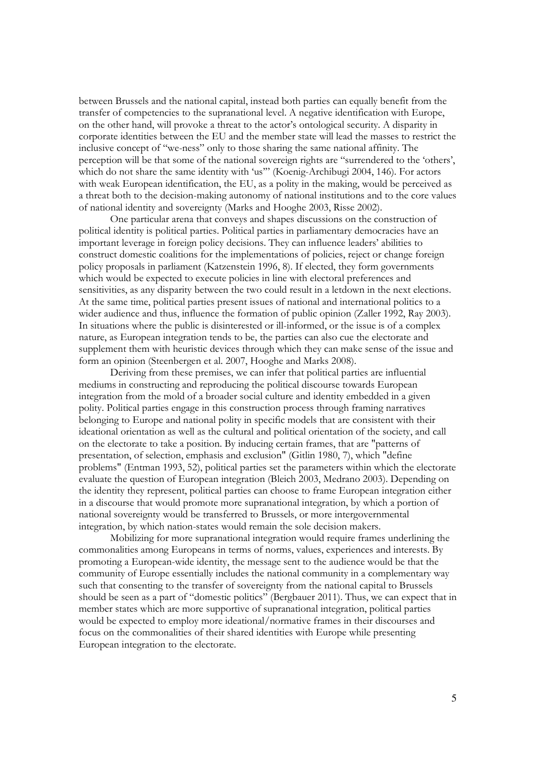between Brussels and the national capital, instead both parties can equally benefit from the transfer of competencies to the supranational level. A negative identification with Europe, on the other hand, will provoke a threat to the actor's ontological security. A disparity in corporate identities between the EU and the member state will lead the masses to restrict the inclusive concept of "we-ness" only to those sharing the same national affinity. The perception will be that some of the national sovereign rights are "surrendered to the 'others', which do not share the same identity with 'us'" (Koenig-Archibugi 2004, 146). For actors with weak European identification, the EU, as a polity in the making, would be perceived as a threat both to the decision-making autonomy of national institutions and to the core values of national identity and sovereignty (Marks and Hooghe 2003, Risse 2002).

One particular arena that conveys and shapes discussions on the construction of political identity is political parties. Political parties in parliamentary democracies have an important leverage in foreign policy decisions. They can influence leaders' abilities to construct domestic coalitions for the implementations of policies, reject or change foreign policy proposals in parliament (Katzenstein 1996, 8). If elected, they form governments which would be expected to execute policies in line with electoral preferences and sensitivities, as any disparity between the two could result in a letdown in the next elections. At the same time, political parties present issues of national and international politics to a wider audience and thus, influence the formation of public opinion (Zaller 1992, Ray 2003). In situations where the public is disinterested or ill-informed, or the issue is of a complex nature, as European integration tends to be, the parties can also cue the electorate and supplement them with heuristic devices through which they can make sense of the issue and form an opinion (Steenbergen et al. 2007, Hooghe and Marks 2008).

Deriving from these premises, we can infer that political parties are influential mediums in constructing and reproducing the political discourse towards European integration from the mold of a broader social culture and identity embedded in a given polity. Political parties engage in this construction process through framing narratives belonging to Europe and national polity in specific models that are consistent with their ideational orientation as well as the cultural and political orientation of the society, and call on the electorate to take a position. By inducing certain frames, that are "patterns of presentation, of selection, emphasis and exclusion" (Gitlin 1980, 7), which "define problems" (Entman 1993, 52), political parties set the parameters within which the electorate evaluate the question of European integration (Bleich 2003, Medrano 2003). Depending on the identity they represent, political parties can choose to frame European integration either in a discourse that would promote more supranational integration, by which a portion of national sovereignty would be transferred to Brussels, or more intergovernmental integration, by which nation-states would remain the sole decision makers.

Mobilizing for more supranational integration would require frames underlining the commonalities among Europeans in terms of norms, values, experiences and interests. By promoting a European-wide identity, the message sent to the audience would be that the community of Europe essentially includes the national community in a complementary way such that consenting to the transfer of sovereignty from the national capital to Brussels should be seen as a part of "domestic politics" (Bergbauer 2011). Thus, we can expect that in member states which are more supportive of supranational integration, political parties would be expected to employ more ideational/normative frames in their discourses and focus on the commonalities of their shared identities with Europe while presenting European integration to the electorate.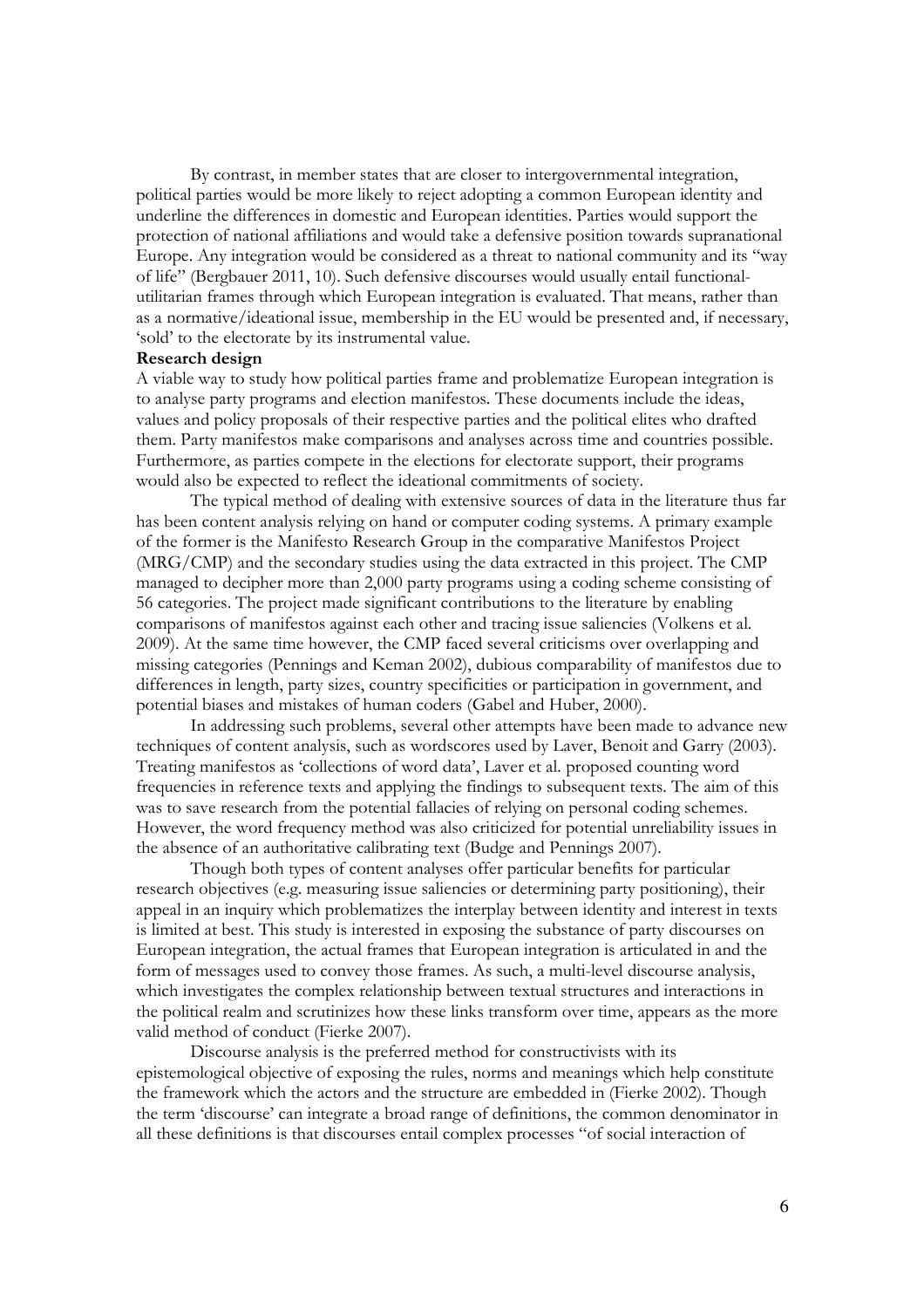By contrast, in member states that are closer to intergovernmental integration, political parties would be more likely to reject adopting a common European identity and underline the differences in domestic and European identities. Parties would support the protection of national affiliations and would take a defensive position towards supranational Europe. Any integration would be considered as a threat to national community and its "way of life" (Bergbauer 2011, 10). Such defensive discourses would usually entail functional-utilitarian frames through which European integration is evaluated. That means, rather than as a normative/ideational issue, membership in the EU would be presented and, if necessary, 'sold' to the electorate by its instrumental value.

**Research design**

A viable way to study how political parties frame and problematize European integration is to analyse party programs and election manifestos. These documents include the ideas, values and policy proposals of their respective parties and the political elites who drafted them. Party manifestos make comparisons and analyses across time and countries possible. Furthermore, as parties compete in the elections for electorate support, their programs would also be expected to reflect the ideational commitments of society.

The typical method of dealing with extensive sources of data in the literature thus far has been content analysis relying on hand or computer coding systems. A primary example of the former is the Manifesto Research Group in the comparative Manifestos Project (MRG/CMP) and the secondary studies using the data extracted in this project. The CMP managed to decipher more than 2,000 party programs using a coding scheme consisting of 56 categories. The project made significant contributions to the literature by enabling comparisons of manifestos against each other and tracing issue saliencies (Volkens et al. 2009). At the same time however, the CMP faced several criticisms over overlapping and missing categories (Pennings and Keman 2002), dubious comparability of manifestos due to differences in length, party sizes, country specificities or participation in government, and potential biases and mistakes of human coders (Gabel and Huber, 2000).

In addressing such problems, several other attempts have been made to advance new techniques of content analysis, such as wordscores used by Laver, Benoit and Garry (2003). Treating manifestos as 'collections of word data', Laver et al. proposed counting word frequencies in reference texts and applying the findings to subsequent texts. The aim of this was to save research from the potential fallacies of relying on personal coding schemes. However, the word frequency method was also criticized for potential unreliability issues in the absence of an authoritative calibrating text (Budge and Pennings 2007).

Though both types of content analyses offer particular benefits for particular research objectives (e.g. measuring issue saliencies or determining party positioning), their appeal in an inquiry which problematizes the interplay between identity and interest in texts is limited at best. This study is interested in exposing the substance of party discourses on European integration, the actual frames that European integration is articulated in and the form of messages used to convey those frames. As such, a multi-level discourse analysis, which investigates the complex relationship between textual structures and interactions in the political realm and scrutinizes how these links transform over time, appears as the more valid method of conduct (Fierke 2007).

Discourse analysis is the preferred method for constructivists with its epistemological objective of exposing the rules, norms and meanings which help constitute the framework which the actors and the structure are embedded in (Fierke 2002). Though the term 'discourse' can integrate a broad range of definitions, the common denominator in all these definitions is that discourses entail complex processes "of social interaction of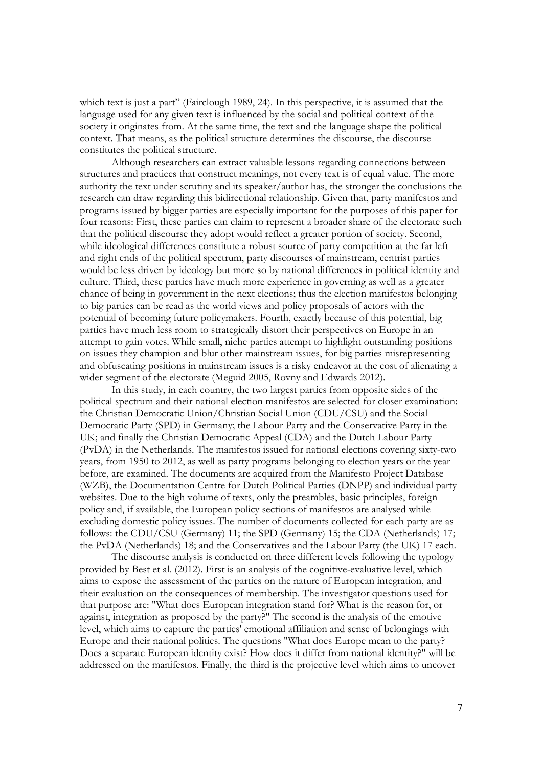which text is just a part" (Fairclough 1989, 24). In this perspective, it is assumed that the language used for any given text is influenced by the social and political context of the society it originates from. At the same time, the text and the language shape the political context. That means, as the political structure determines the discourse, the discourse constitutes the political structure.

Although researchers can extract valuable lessons regarding connections between structures and practices that construct meanings, not every text is of equal value. The more authority the text under scrutiny and its speaker/author has, the stronger the conclusions the research can draw regarding this bidirectional relationship. Given that, party manifestos and programs issued by bigger parties are especially important for the purposes of this paper for four reasons: First, these parties can claim to represent a broader share of the electorate such that the political discourse they adopt would reflect a greater portion of society. Second, while ideological differences constitute a robust source of party competition at the far left and right ends of the political spectrum, party discourses of mainstream, centrist parties would be less driven by ideology but more so by national differences in political identity and culture. Third, these parties have much more experience in governing as well as a greater chance of being in government in the next elections; thus the election manifestos belonging to big parties can be read as the world views and policy proposals of actors with the potential of becoming future policymakers. Fourth, exactly because of this potential, big parties have much less room to strategically distort their perspectives on Europe in an attempt to gain votes. While small, niche parties attempt to highlight outstanding positions on issues they champion and blur other mainstream issues, for big parties misrepresenting and obfuscating positions in mainstream issues is a risky endeavor at the cost of alienating a wider segment of the electorate (Meguid 2005, Rovny and Edwards 2012).

In this study, in each country, the two largest parties from opposite sides of the political spectrum and their national election manifestos are selected for closer examination: the Christian Democratic Union/Christian Social Union (CDU/CSU) and the Social Democratic Party (SPD) in Germany; the Labour Party and the Conservative Party in the UK; and finally the Christian Democratic Appeal (CDA) and the Dutch Labour Party (PvDA) in the Netherlands. The manifestos issued for national elections covering sixty-two years, from 1950 to 2012, as well as party programs belonging to election years or the year before, are examined. The documents are acquired from the Manifesto Project Database (WZB), the Documentation Centre for Dutch Political Parties (DNPP) and individual party websites. Due to the high volume of texts, only the preambles, basic principles, foreign policy and, if available, the European policy sections of manifestos are analysed while excluding domestic policy issues. The number of documents collected for each party are as follows: the CDU/CSU (Germany) 11; the SPD (Germany) 15; the CDA (Netherlands) 17; the PvDA (Netherlands) 18; and the Conservatives and the Labour Party (the UK) 17 each.

The discourse analysis is conducted on three different levels following the typology provided by Best et al. (2012). First is an analysis of the cognitive-evaluative level, which aims to expose the assessment of the parties on the nature of European integration, and their evaluation on the consequences of membership. The investigator questions used for that purpose are: "What does European integration stand for? What is the reason for, or against, integration as proposed by the party?" The second is the analysis of the emotive level, which aims to capture the parties' emotional affiliation and sense of belongings with Europe and their national polities. The questions "What does Europe mean to the party? Does a separate European identity exist? How does it differ from national identity?" will be addressed on the manifestos. Finally, the third is the projective level which aims to uncover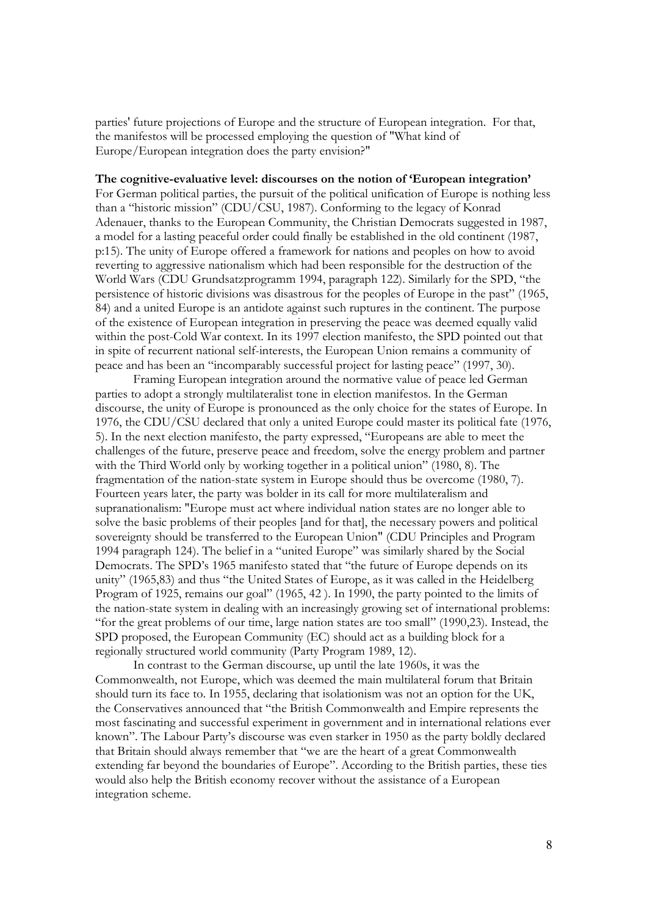parties' future projections of Europe and the structure of European integration. For that, the manifestos will be processed employing the question of "What kind of Europe/European integration does the party envision?"

**The cognitive-evaluative level: discourses on the notion of 'European integration'**

For German political parties, the pursuit of the political unification of Europe is nothing less than a "historic mission" (CDU/CSU, 1987). Conforming to the legacy of Konrad Adenauer, thanks to the European Community, the Christian Democrats suggested in 1987, a model for a lasting peaceful order could finally be established in the old continent (1987, p:15). The unity of Europe offered a framework for nations and peoples on how to avoid reverting to aggressive nationalism which had been responsible for the destruction of the World Wars (CDU Grundsatzprogramm 1994, paragraph 122). Similarly for the SPD, "the persistence of historic divisions was disastrous for the peoples of Europe in the past" (1965, 84) and a united Europe is an antidote against such ruptures in the continent. The purpose of the existence of European integration in preserving the peace was deemed equally valid within the post-Cold War context. In its 1997 election manifesto, the SPD pointed out that in spite of recurrent national self-interests, the European Union remains a community of peace and has been an "incomparably successful project for lasting peace" (1997, 30).

Framing European integration around the normative value of peace led German parties to adopt a strongly multilateralist tone in election manifestos. In the German discourse, the unity of Europe is pronounced as the only choice for the states of Europe. In 1976, the CDU/CSU declared that only a united Europe could master its political fate (1976, 5). In the next election manifesto, the party expressed, "Europeans are able to meet the challenges of the future, preserve peace and freedom, solve the energy problem and partner with the Third World only by working together in a political union" (1980, 8). The fragmentation of the nation-state system in Europe should thus be overcome (1980, 7). Fourteen years later, the party was bolder in its call for more multilateralism and supranationalism: "Europe must act where individual nation states are no longer able to solve the basic problems of their peoples [and for that], the necessary powers and political sovereignty should be transferred to the European Union" (CDU Principles and Program 1994 paragraph 124). The belief in a "united Europe" was similarly shared by the Social Democrats. The SPD's 1965 manifesto stated that "the future of Europe depends on its unity" (1965,83) and thus "the United States of Europe, as it was called in the Heidelberg Program of 1925, remains our goal" (1965, 42 ). In 1990, the party pointed to the limits of the nation-state system in dealing with an increasingly growing set of international problems: "for the great problems of our time, large nation states are too small" (1990,23). Instead, the SPD proposed, the European Community (EC) should act as a building block for a regionally structured world community (Party Program 1989, 12).

In contrast to the German discourse, up until the late 1960s, it was the Commonwealth, not Europe, which was deemed the main multilateral forum that Britain should turn its face to. In 1955, declaring that isolationism was not an option for the UK, the Conservatives announced that "the British Commonwealth and Empire represents the most fascinating and successful experiment in government and in international relations ever known". The Labour Party's discourse was even starker in 1950 as the party boldly declared that Britain should always remember that "we are the heart of a great Commonwealth extending far beyond the boundaries of Europe". According to the British parties, these ties would also help the British economy recover without the assistance of a European integration scheme.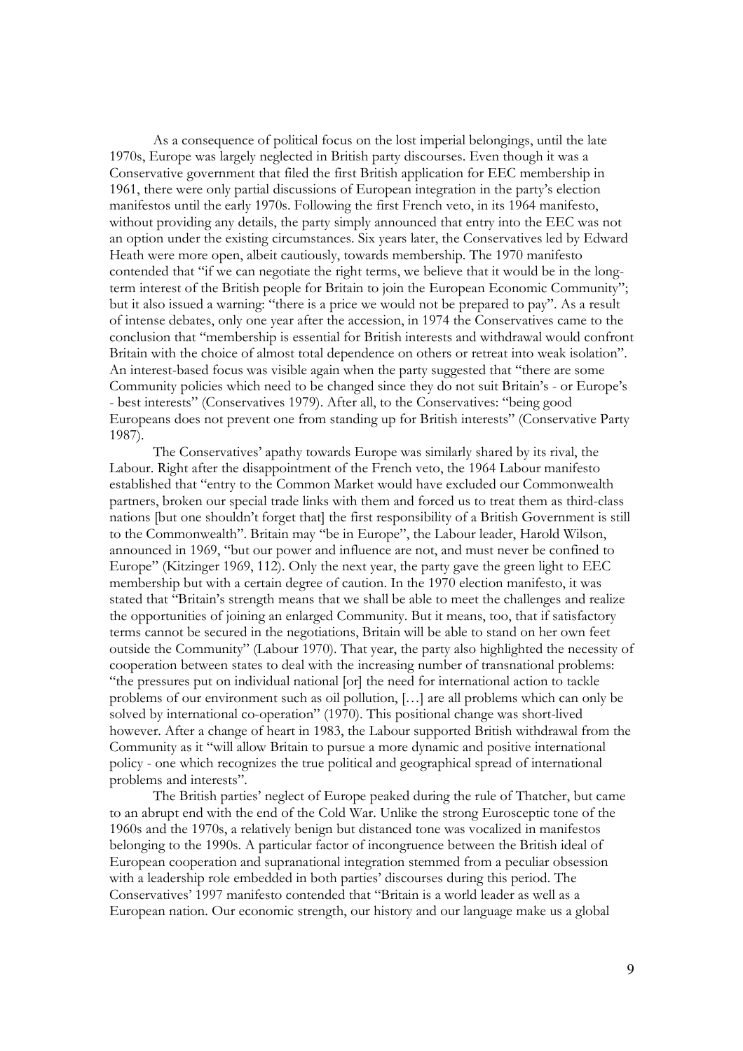As a consequence of political focus on the lost imperial belongings, until the late 1970s, Europe was largely neglected in British party discourses. Even though it was a Conservative government that filed the first British application for EEC membership in 1961, there were only partial discussions of European integration in the party's election manifestos until the early 1970s. Following the first French veto, in its 1964 manifesto, without providing any details, the party simply announced that entry into the EEC was not an option under the existing circumstances. Six years later, the Conservatives led by Edward Heath were more open, albeit cautiously, towards membership. The 1970 manifesto contended that "if we can negotiate the right terms, we believe that it would be in the long-term interest of the British people for Britain to join the European Economic Community"; but it also issued a warning: "there is a price we would not be prepared to pay". As a result of intense debates, only one year after the accession, in 1974 the Conservatives came to the conclusion that "membership is essential for British interests and withdrawal would confront Britain with the choice of almost total dependence on others or retreat into weak isolation". An interest-based focus was visible again when the party suggested that "there are some Community policies which need to be changed since they do not suit Britain's - or Europe's - best interests" (Conservatives 1979). After all, to the Conservatives: "being good Europeans does not prevent one from standing up for British interests" (Conservative Party 1987).

The Conservatives' apathy towards Europe was similarly shared by its rival, the Labour. Right after the disappointment of the French veto, the 1964 Labour manifesto established that "entry to the Common Market would have excluded our Commonwealth partners, broken our special trade links with them and forced us to treat them as third-class nations [but one shouldn't forget that] the first responsibility of a British Government is still to the Commonwealth". Britain may "be in Europe", the Labour leader, Harold Wilson, announced in 1969, "but our power and influence are not, and must never be confined to Europe" (Kitzinger 1969, 112). Only the next year, the party gave the green light to EEC membership but with a certain degree of caution. In the 1970 election manifesto, it was stated that "Britain's strength means that we shall be able to meet the challenges and realize the opportunities of joining an enlarged Community. But it means, too, that if satisfactory terms cannot be secured in the negotiations, Britain will be able to stand on her own feet outside the Community" (Labour 1970). That year, the party also highlighted the necessity of cooperation between states to deal with the increasing number of transnational problems: "the pressures put on individual national [or] the need for international action to tackle problems of our environment such as oil pollution, […] are all problems which can only be solved by international co-operation" (1970). This positional change was short-lived however. After a change of heart in 1983, the Labour supported British withdrawal from the Community as it "will allow Britain to pursue a more dynamic and positive international policy - one which recognizes the true political and geographical spread of international problems and interests".

The British parties' neglect of Europe peaked during the rule of Thatcher, but came to an abrupt end with the end of the Cold War. Unlike the strong Eurosceptic tone of the 1960s and the 1970s, a relatively benign but distanced tone was vocalized in manifestos belonging to the 1990s. A particular factor of incongruence between the British ideal of European cooperation and supranational integration stemmed from a peculiar obsession with a leadership role embedded in both parties' discourses during this period. The Conservatives' 1997 manifesto contended that "Britain is a world leader as well as a European nation. Our economic strength, our history and our language make us a global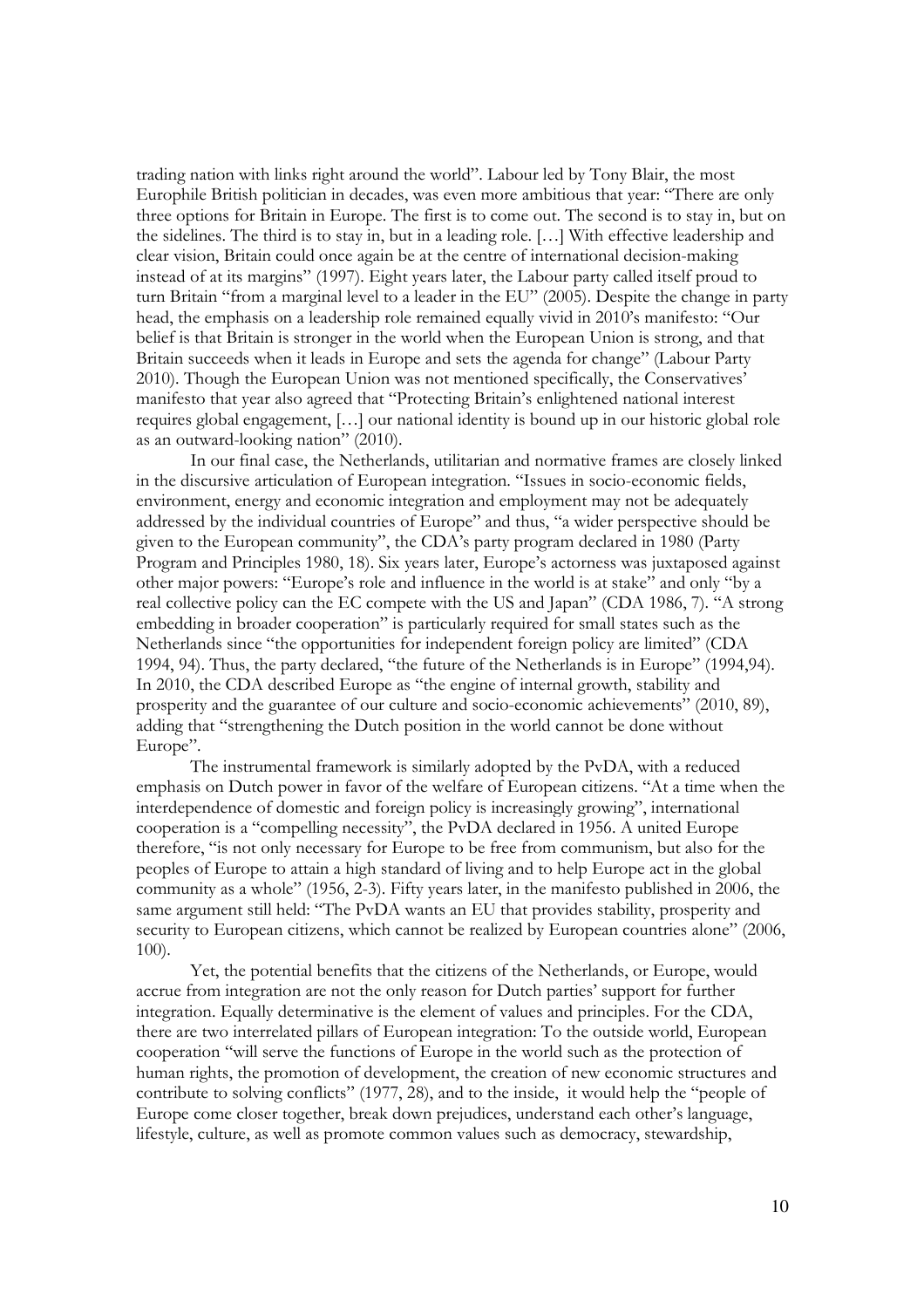trading nation with links right around the world". Labour led by Tony Blair, the most Europhile British politician in decades, was even more ambitious that year: "There are only three options for Britain in Europe. The first is to come out. The second is to stay in, but on the sidelines. The third is to stay in, but in a leading role. […] With effective leadership and clear vision, Britain could once again be at the centre of international decision-making instead of at its margins" (1997). Eight years later, the Labour party called itself proud to turn Britain "from a marginal level to a leader in the EU" (2005). Despite the change in party head, the emphasis on a leadership role remained equally vivid in 2010's manifesto: "Our belief is that Britain is stronger in the world when the European Union is strong, and that Britain succeeds when it leads in Europe and sets the agenda for change" (Labour Party 2010). Though the European Union was not mentioned specifically, the Conservatives' manifesto that year also agreed that "Protecting Britain's enlightened national interest requires global engagement, […] our national identity is bound up in our historic global role as an outward-looking nation" (2010).

In our final case, the Netherlands, utilitarian and normative frames are closely linked in the discursive articulation of European integration. "Issues in socio-economic fields, environment, energy and economic integration and employment may not be adequately addressed by the individual countries of Europe" and thus, "a wider perspective should be given to the European community", the CDA's party program declared in 1980 (Party Program and Principles 1980, 18). Six years later, Europe's actorness was juxtaposed against other major powers: "Europe's role and influence in the world is at stake" and only "by a real collective policy can the EC compete with the US and Japan" (CDA 1986, 7). "A strong embedding in broader cooperation" is particularly required for small states such as the Netherlands since "the opportunities for independent foreign policy are limited" (CDA 1994, 94). Thus, the party declared, "the future of the Netherlands is in Europe" (1994,94). In 2010, the CDA described Europe as "the engine of internal growth, stability and prosperity and the guarantee of our culture and socio-economic achievements" (2010, 89), adding that "strengthening the Dutch position in the world cannot be done without Europe".

The instrumental framework is similarly adopted by the PvDA, with a reduced emphasis on Dutch power in favor of the welfare of European citizens. "At a time when the interdependence of domestic and foreign policy is increasingly growing", international cooperation is a "compelling necessity", the PvDA declared in 1956. A united Europe therefore, "is not only necessary for Europe to be free from communism, but also for the peoples of Europe to attain a high standard of living and to help Europe act in the global community as a whole" (1956, 2-3). Fifty years later, in the manifesto published in 2006, the same argument still held: "The PvDA wants an EU that provides stability, prosperity and security to European citizens, which cannot be realized by European countries alone" (2006, 100).

Yet, the potential benefits that the citizens of the Netherlands, or Europe, would accrue from integration are not the only reason for Dutch parties' support for further integration. Equally determinative is the element of values and principles. For the CDA, there are two interrelated pillars of European integration: To the outside world, European cooperation "will serve the functions of Europe in the world such as the protection of human rights, the promotion of development, the creation of new economic structures and contribute to solving conflicts" (1977, 28), and to the inside, it would help the "people of Europe come closer together, break down prejudices, understand each other's language, lifestyle, culture, as well as promote common values such as democracy, stewardship,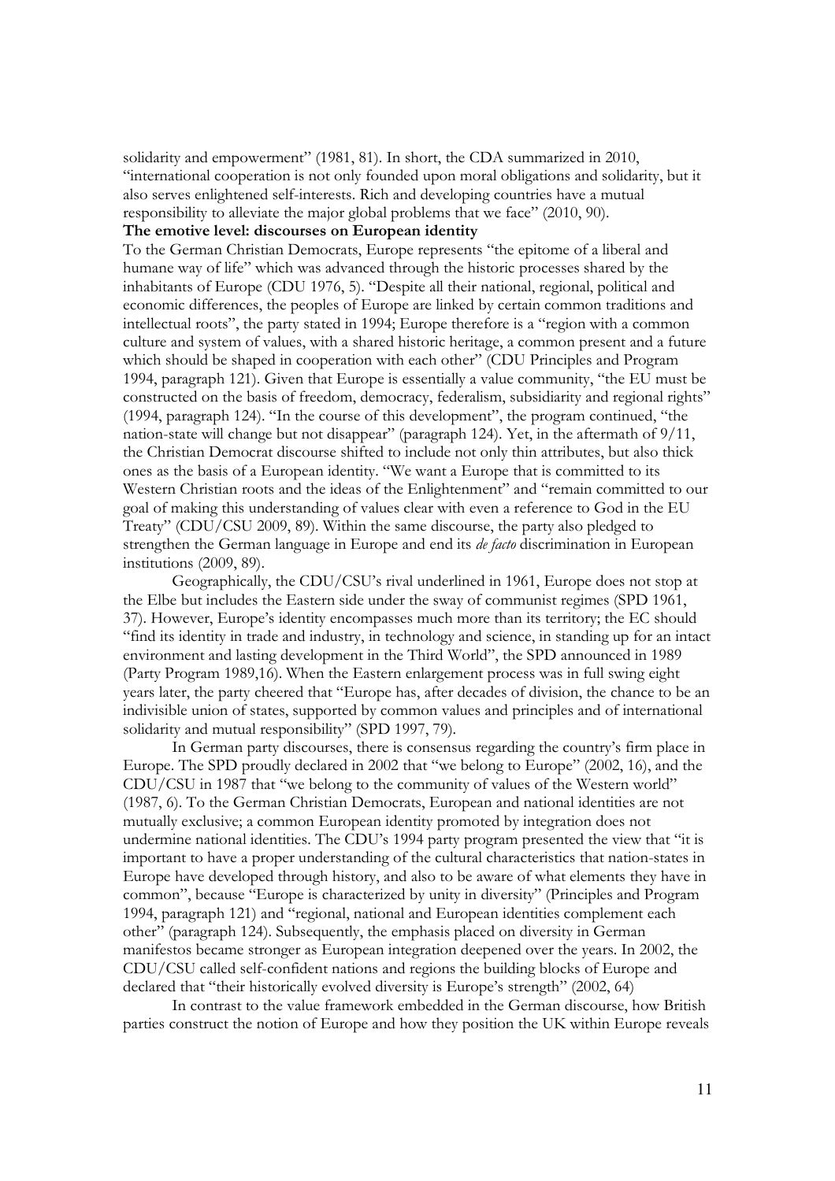solidarity and empowerment" (1981, 81). In short, the CDA summarized in 2010, "international cooperation is not only founded upon moral obligations and solidarity, but it also serves enlightened self-interests. Rich and developing countries have a mutual responsibility to alleviate the major global problems that we face" (2010, 90).

**The emotive level: discourses on European identity**

To the German Christian Democrats, Europe represents "the epitome of a liberal and humane way of life" which was advanced through the historic processes shared by the inhabitants of Europe (CDU 1976, 5). "Despite all their national, regional, political and economic differences, the peoples of Europe are linked by certain common traditions and intellectual roots", the party stated in 1994; Europe therefore is a "region with a common culture and system of values, with a shared historic heritage, a common present and a future which should be shaped in cooperation with each other" (CDU Principles and Program 1994, paragraph 121). Given that Europe is essentially a value community, "the EU must be constructed on the basis of freedom, democracy, federalism, subsidiarity and regional rights" (1994, paragraph 124). "In the course of this development", the program continued, "the nation-state will change but not disappear" (paragraph 124). Yet, in the aftermath of 9/11, the Christian Democrat discourse shifted to include not only thin attributes, but also thick ones as the basis of a European identity. "We want a Europe that is committed to its Western Christian roots and the ideas of the Enlightenment" and "remain committed to our goal of making this understanding of values clear with even a reference to God in the EU Treaty" (CDU/CSU 2009, 89). Within the same discourse, the party also pledged to strengthen the German language in Europe and end its *de facto* discrimination in European institutions (2009, 89).

Geographically, the CDU/CSU's rival underlined in 1961, Europe does not stop at the Elbe but includes the Eastern side under the sway of communist regimes (SPD 1961, 37). However, Europe's identity encompasses much more than its territory; the EC should "find its identity in trade and industry, in technology and science, in standing up for an intact environment and lasting development in the Third World", the SPD announced in 1989 (Party Program 1989,16). When the Eastern enlargement process was in full swing eight years later, the party cheered that "Europe has, after decades of division, the chance to be an indivisible union of states, supported by common values and principles and of international solidarity and mutual responsibility" (SPD 1997, 79).

In German party discourses, there is consensus regarding the country's firm place in Europe. The SPD proudly declared in 2002 that "we belong to Europe" (2002, 16), and the CDU/CSU in 1987 that "we belong to the community of values of the Western world" (1987, 6). To the German Christian Democrats, European and national identities are not mutually exclusive; a common European identity promoted by integration does not undermine national identities. The CDU's 1994 party program presented the view that "it is important to have a proper understanding of the cultural characteristics that nation-states in Europe have developed through history, and also to be aware of what elements they have in common", because "Europe is characterized by unity in diversity" (Principles and Program 1994, paragraph 121) and "regional, national and European identities complement each other" (paragraph 124). Subsequently, the emphasis placed on diversity in German manifestos became stronger as European integration deepened over the years. In 2002, the CDU/CSU called self-confident nations and regions the building blocks of Europe and declared that "their historically evolved diversity is Europe's strength" (2002, 64)

In contrast to the value framework embedded in the German discourse, how British parties construct the notion of Europe and how they position the UK within Europe reveals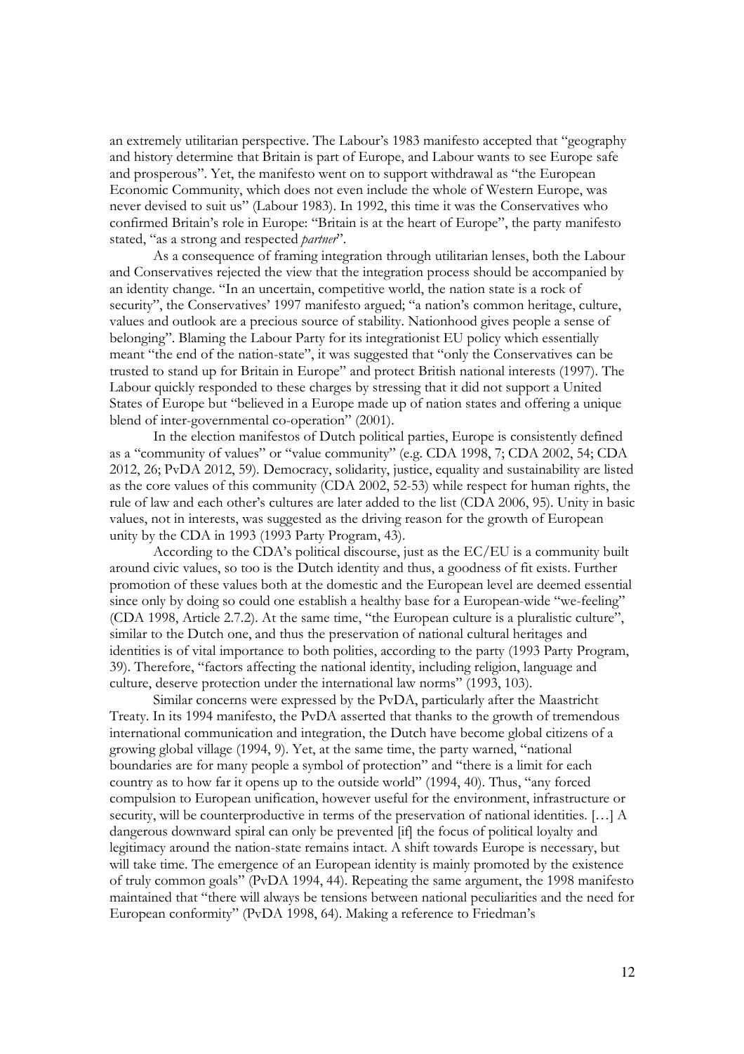an extremely utilitarian perspective. The Labour's 1983 manifesto accepted that "geography and history determine that Britain is part of Europe, and Labour wants to see Europe safe and prosperous". Yet, the manifesto went on to support withdrawal as "the European Economic Community, which does not even include the whole of Western Europe, was never devised to suit us" (Labour 1983). In 1992, this time it was the Conservatives who confirmed Britain's role in Europe: "Britain is at the heart of Europe", the party manifesto stated, "as a strong and respected *partner*".

As a consequence of framing integration through utilitarian lenses, both the Labour and Conservatives rejected the view that the integration process should be accompanied by an identity change. "In an uncertain, competitive world, the nation state is a rock of security", the Conservatives' 1997 manifesto argued; "a nation's common heritage, culture, values and outlook are a precious source of stability. Nationhood gives people a sense of belonging". Blaming the Labour Party for its integrationist EU policy which essentially meant "the end of the nation-state", it was suggested that "only the Conservatives can be trusted to stand up for Britain in Europe" and protect British national interests (1997). The Labour quickly responded to these charges by stressing that it did not support a United States of Europe but "believed in a Europe made up of nation states and offering a unique blend of inter-governmental co-operation" (2001).

In the election manifestos of Dutch political parties, Europe is consistently defined as a "community of values" or "value community" (e.g. CDA 1998, 7; CDA 2002, 54; CDA 2012, 26; PvDA 2012, 59). Democracy, solidarity, justice, equality and sustainability are listed as the core values of this community (CDA 2002, 52-53) while respect for human rights, the rule of law and each other's cultures are later added to the list (CDA 2006, 95). Unity in basic values, not in interests, was suggested as the driving reason for the growth of European unity by the CDA in 1993 (1993 Party Program, 43).

According to the CDA's political discourse, just as the EC/EU is a community built around civic values, so too is the Dutch identity and thus, a goodness of fit exists. Further promotion of these values both at the domestic and the European level are deemed essential since only by doing so could one establish a healthy base for a European-wide "we-feeling" (CDA 1998, Article 2.7.2). At the same time, "the European culture is a pluralistic culture", similar to the Dutch one, and thus the preservation of national cultural heritages and identities is of vital importance to both polities, according to the party (1993 Party Program, 39). Therefore, "factors affecting the national identity, including religion, language and culture, deserve protection under the international law norms" (1993, 103).

Similar concerns were expressed by the PvDA, particularly after the Maastricht Treaty. In its 1994 manifesto, the PvDA asserted that thanks to the growth of tremendous international communication and integration, the Dutch have become global citizens of a growing global village (1994, 9). Yet, at the same time, the party warned, "national boundaries are for many people a symbol of protection" and "there is a limit for each country as to how far it opens up to the outside world" (1994, 40). Thus, "any forced compulsion to European unification, however useful for the environment, infrastructure or security, will be counterproductive in terms of the preservation of national identities. […] A dangerous downward spiral can only be prevented [if] the focus of political loyalty and legitimacy around the nation-state remains intact. A shift towards Europe is necessary, but will take time. The emergence of an European identity is mainly promoted by the existence of truly common goals" (PvDA 1994, 44). Repeating the same argument, the 1998 manifesto maintained that "there will always be tensions between national peculiarities and the need for European conformity" (PvDA 1998, 64). Making a reference to Friedman's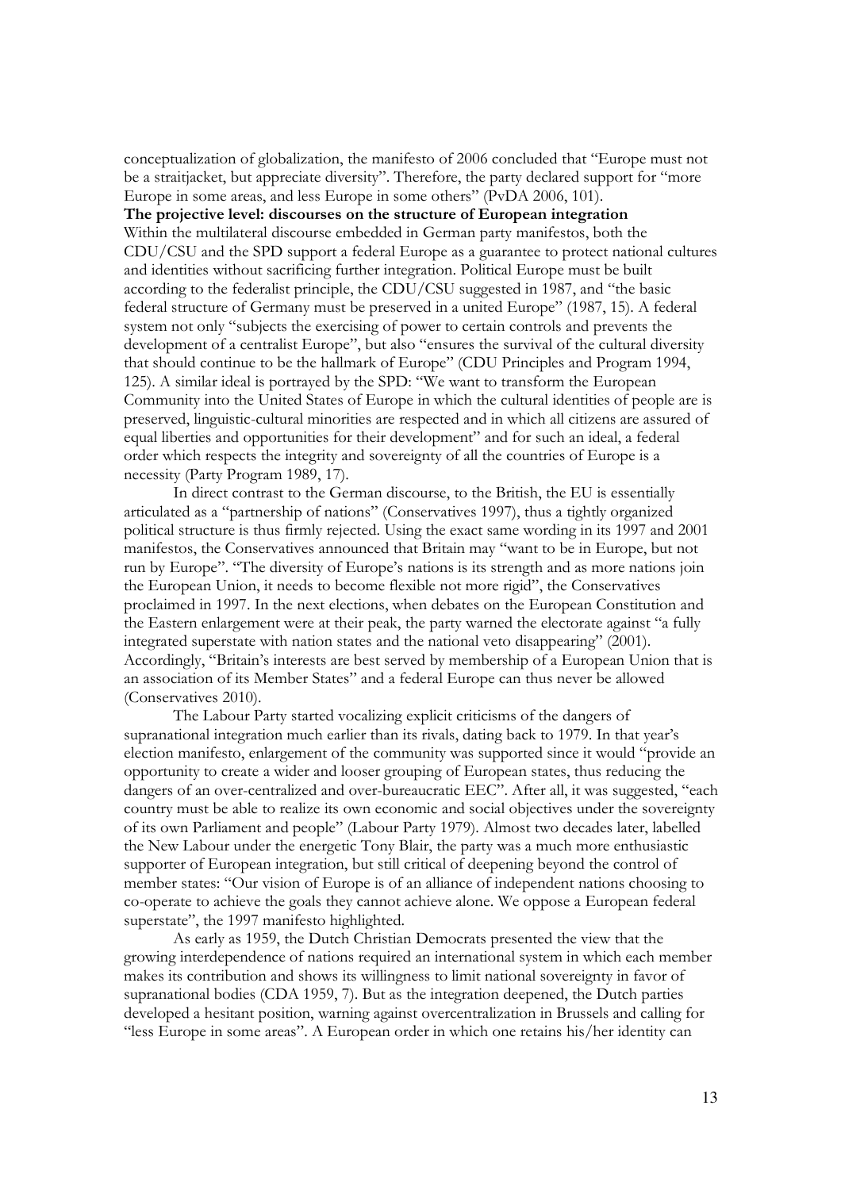conceptualization of globalization, the manifesto of 2006 concluded that "Europe must not be a straitjacket, but appreciate diversity". Therefore, the party declared support for "more Europe in some areas, and less Europe in some others" (PvDA 2006, 101).

**The projective level: discourses on the structure of European integration**

Within the multilateral discourse embedded in German party manifestos, both the CDU/CSU and the SPD support a federal Europe as a guarantee to protect national cultures and identities without sacrificing further integration. Political Europe must be built according to the federalist principle, the CDU/CSU suggested in 1987, and "the basic federal structure of Germany must be preserved in a united Europe" (1987, 15). A federal system not only "subjects the exercising of power to certain controls and prevents the development of a centralist Europe", but also "ensures the survival of the cultural diversity that should continue to be the hallmark of Europe" (CDU Principles and Program 1994, 125). A similar ideal is portrayed by the SPD: "We want to transform the European Community into the United States of Europe in which the cultural identities of people are is preserved, linguistic-cultural minorities are respected and in which all citizens are assured of equal liberties and opportunities for their development" and for such an ideal, a federal order which respects the integrity and sovereignty of all the countries of Europe is a necessity (Party Program 1989, 17).

In direct contrast to the German discourse, to the British, the EU is essentially articulated as a "partnership of nations" (Conservatives 1997), thus a tightly organized political structure is thus firmly rejected. Using the exact same wording in its 1997 and 2001 manifestos, the Conservatives announced that Britain may "want to be in Europe, but not run by Europe". "The diversity of Europe's nations is its strength and as more nations join the European Union, it needs to become flexible not more rigid", the Conservatives proclaimed in 1997. In the next elections, when debates on the European Constitution and the Eastern enlargement were at their peak, the party warned the electorate against "a fully integrated superstate with nation states and the national veto disappearing" (2001). Accordingly, "Britain's interests are best served by membership of a European Union that is an association of its Member States" and a federal Europe can thus never be allowed (Conservatives 2010).

The Labour Party started vocalizing explicit criticisms of the dangers of supranational integration much earlier than its rivals, dating back to 1979. In that year's election manifesto, enlargement of the community was supported since it would "provide an opportunity to create a wider and looser grouping of European states, thus reducing the dangers of an over-centralized and over-bureaucratic EEC". After all, it was suggested, "each country must be able to realize its own economic and social objectives under the sovereignty of its own Parliament and people" (Labour Party 1979). Almost two decades later, labelled the New Labour under the energetic Tony Blair, the party was a much more enthusiastic supporter of European integration, but still critical of deepening beyond the control of member states: "Our vision of Europe is of an alliance of independent nations choosing to co-operate to achieve the goals they cannot achieve alone. We oppose a European federal superstate", the 1997 manifesto highlighted.

As early as 1959, the Dutch Christian Democrats presented the view that the growing interdependence of nations required an international system in which each member makes its contribution and shows its willingness to limit national sovereignty in favor of supranational bodies (CDA 1959, 7). But as the integration deepened, the Dutch parties developed a hesitant position, warning against overcentralization in Brussels and calling for "less Europe in some areas". A European order in which one retains his/her identity can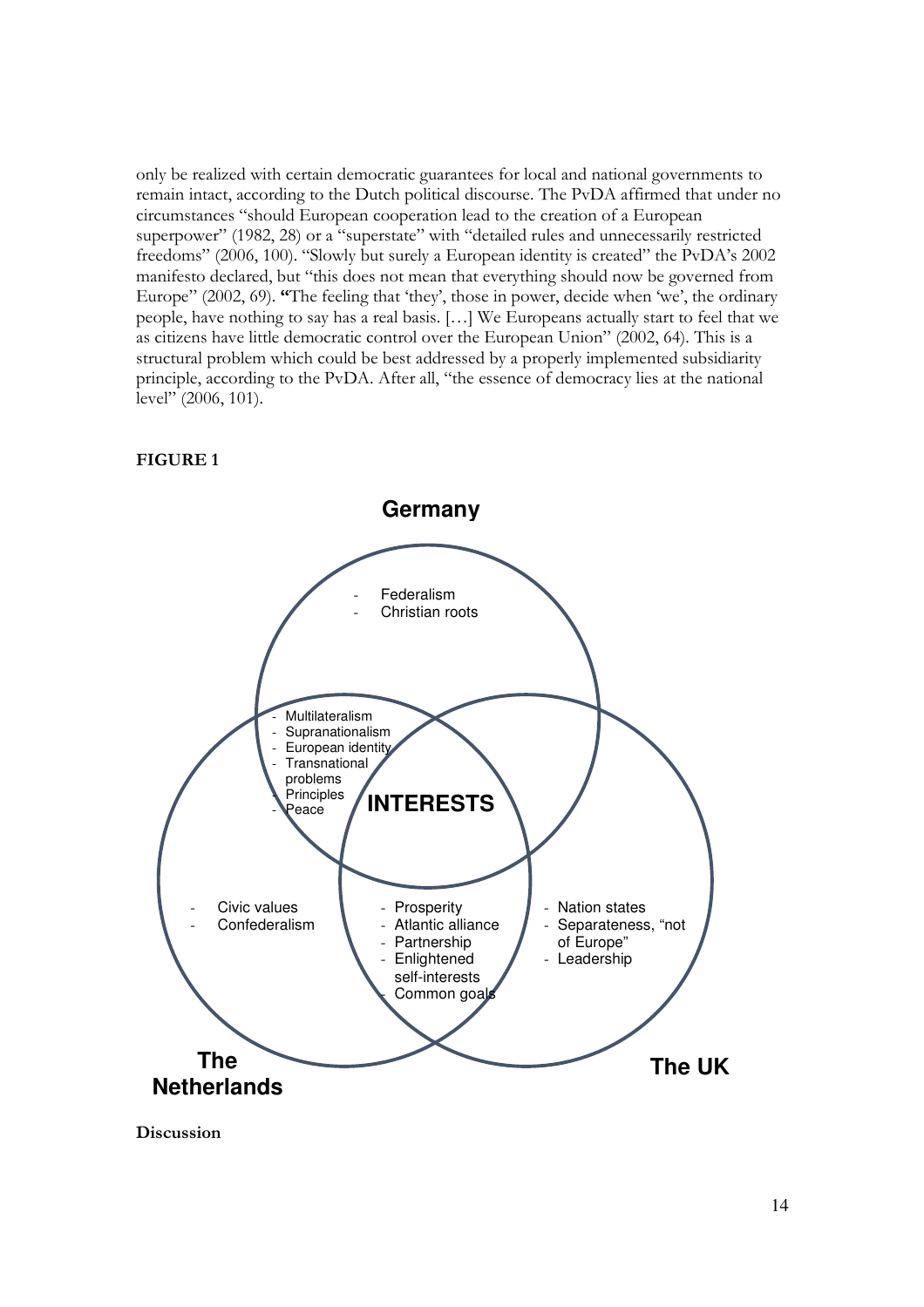only be realized with certain democratic guarantees for local and national governments to remain intact, according to the Dutch political discourse. The PvDA affirmed that under no circumstances "should European cooperation lead to the creation of a European superpower" (1982, 28) or a "superstate" with "detailed rules and unnecessarily restricted freedoms" (2006, 100). "Slowly but surely a European identity is created" the PvDA's 2002 manifesto declared, but "this does not mean that everything should now be governed from Europe" (2002, 69). **"**The feeling that 'they', those in power, decide when 'we', the ordinary people, have nothing to say has a real basis. […] We Europeans actually start to feel that we as citizens have little democratic control over the European Union" (2002, 64). This is a structural problem which could be best addressed by a properly implemented subsidiarity principle, according to the PvDA. After all, "the essence of democracy lies at the national level" (2006, 101).

**FIGURE 1**

**Germany**

- Federalism
- Christian roots

- Multilateralism
- Supranationalism
- European identity
- Transnational problems
- Principles
- Peace

**INTERESTS**

- Civic values
- Confederalism

- Prosperity
- Atlantic alliance
- Partnership
- Enlightened self-interests
- Common goals

- Nation states
- Separateness, "not of Europe"
- Leadership

**The Netherlands**

**The UK**

**Discussion**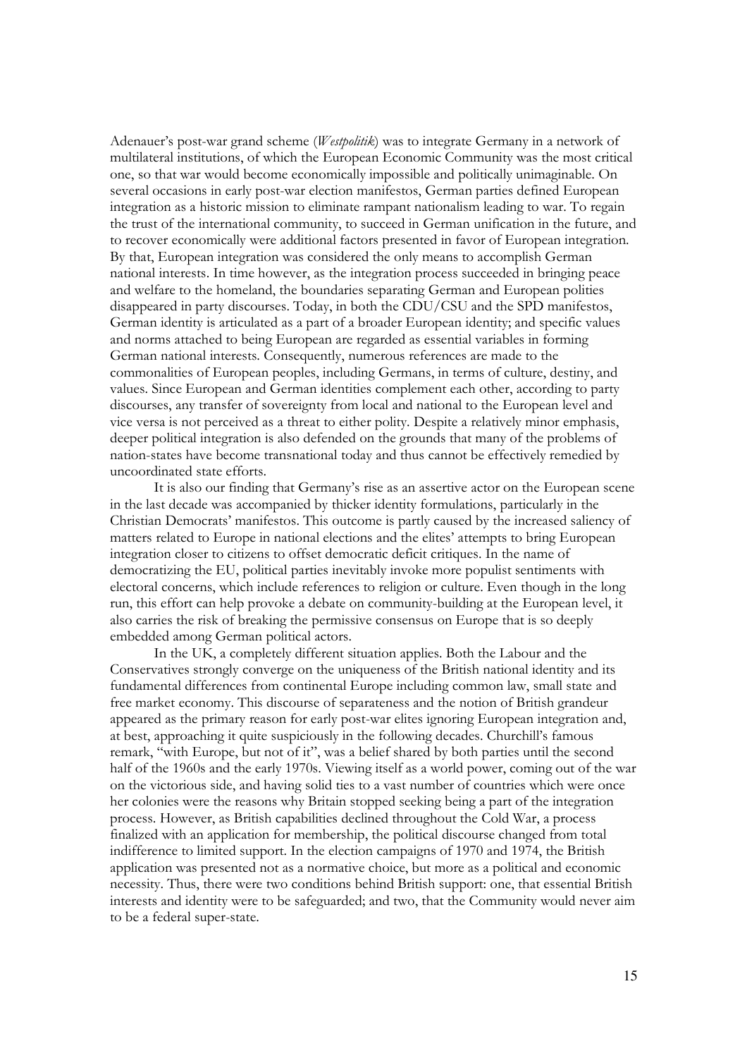Adenauer's post-war grand scheme (*Westpolitik*) was to integrate Germany in a network of multilateral institutions, of which the European Economic Community was the most critical one, so that war would become economically impossible and politically unimaginable. On several occasions in early post-war election manifestos, German parties defined European integration as a historic mission to eliminate rampant nationalism leading to war. To regain the trust of the international community, to succeed in German unification in the future, and to recover economically were additional factors presented in favor of European integration. By that, European integration was considered the only means to accomplish German national interests. In time however, as the integration process succeeded in bringing peace and welfare to the homeland, the boundaries separating German and European polities disappeared in party discourses. Today, in both the CDU/CSU and the SPD manifestos, German identity is articulated as a part of a broader European identity; and specific values and norms attached to being European are regarded as essential variables in forming German national interests. Consequently, numerous references are made to the commonalities of European peoples, including Germans, in terms of culture, destiny, and values. Since European and German identities complement each other, according to party discourses, any transfer of sovereignty from local and national to the European level and vice versa is not perceived as a threat to either polity. Despite a relatively minor emphasis, deeper political integration is also defended on the grounds that many of the problems of nation-states have become transnational today and thus cannot be effectively remedied by uncoordinated state efforts.

It is also our finding that Germany's rise as an assertive actor on the European scene in the last decade was accompanied by thicker identity formulations, particularly in the Christian Democrats' manifestos. This outcome is partly caused by the increased saliency of matters related to Europe in national elections and the elites' attempts to bring European integration closer to citizens to offset democratic deficit critiques. In the name of democratizing the EU, political parties inevitably invoke more populist sentiments with electoral concerns, which include references to religion or culture. Even though in the long run, this effort can help provoke a debate on community-building at the European level, it also carries the risk of breaking the permissive consensus on Europe that is so deeply embedded among German political actors.

In the UK, a completely different situation applies. Both the Labour and the Conservatives strongly converge on the uniqueness of the British national identity and its fundamental differences from continental Europe including common law, small state and free market economy. This discourse of separateness and the notion of British grandeur appeared as the primary reason for early post-war elites ignoring European integration and, at best, approaching it quite suspiciously in the following decades. Churchill's famous remark, "with Europe, but not of it", was a belief shared by both parties until the second half of the 1960s and the early 1970s. Viewing itself as a world power, coming out of the war on the victorious side, and having solid ties to a vast number of countries which were once her colonies were the reasons why Britain stopped seeking being a part of the integration process. However, as British capabilities declined throughout the Cold War, a process finalized with an application for membership, the political discourse changed from total indifference to limited support. In the election campaigns of 1970 and 1974, the British application was presented not as a normative choice, but more as a political and economic necessity. Thus, there were two conditions behind British support: one, that essential British interests and identity were to be safeguarded; and two, that the Community would never aim to be a federal super-state.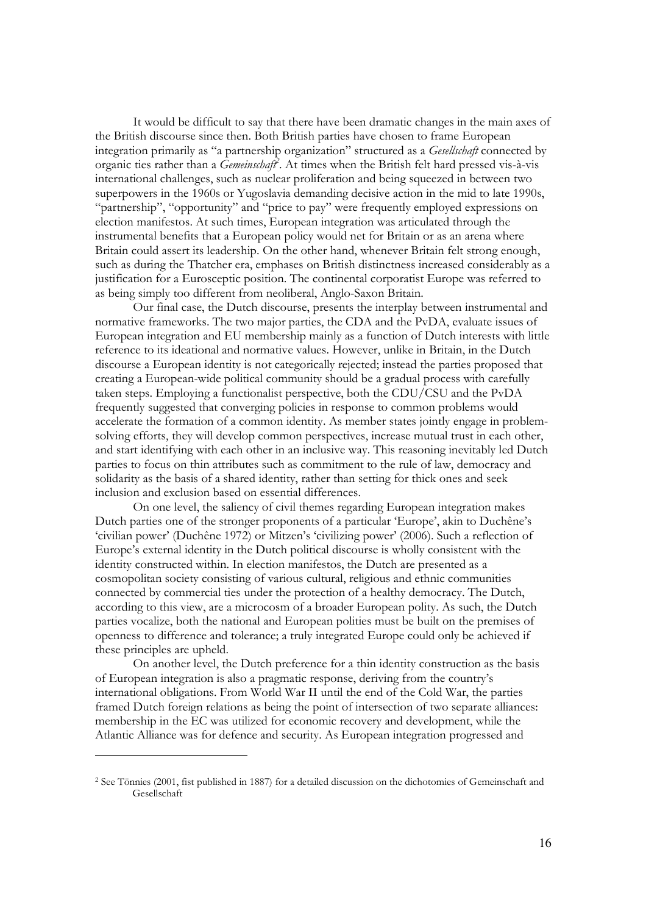It would be difficult to say that there have been dramatic changes in the main axes of the British discourse since then. Both British parties have chosen to frame European integration primarily as "a partnership organization" structured as a *Gesellschaft* connected by organic ties rather than a *Gemeinschaft*[2]. At times when the British felt hard pressed vis-à-vis international challenges, such as nuclear proliferation and being squeezed in between two superpowers in the 1960s or Yugoslavia demanding decisive action in the mid to late 1990s, "partnership", "opportunity" and "price to pay" were frequently employed expressions on election manifestos. At such times, European integration was articulated through the instrumental benefits that a European policy would net for Britain or as an arena where Britain could assert its leadership. On the other hand, whenever Britain felt strong enough, such as during the Thatcher era, emphases on British distinctness increased considerably as a justification for a Eurosceptic position. The continental corporatist Europe was referred to as being simply too different from neoliberal, Anglo-Saxon Britain.

Our final case, the Dutch discourse, presents the interplay between instrumental and normative frameworks. The two major parties, the CDA and the PvDA, evaluate issues of European integration and EU membership mainly as a function of Dutch interests with little reference to its ideational and normative values. However, unlike in Britain, in the Dutch discourse a European identity is not categorically rejected; instead the parties proposed that creating a European-wide political community should be a gradual process with carefully taken steps. Employing a functionalist perspective, both the CDU/CSU and the PvDA frequently suggested that converging policies in response to common problems would accelerate the formation of a common identity. As member states jointly engage in problem-solving efforts, they will develop common perspectives, increase mutual trust in each other, and start identifying with each other in an inclusive way. This reasoning inevitably led Dutch parties to focus on thin attributes such as commitment to the rule of law, democracy and solidarity as the basis of a shared identity, rather than setting for thick ones and seek inclusion and exclusion based on essential differences.

On one level, the saliency of civil themes regarding European integration makes Dutch parties one of the stronger proponents of a particular 'Europe', akin to Duchêne's 'civilian power' (Duchêne 1972) or Mitzen's 'civilizing power' (2006). Such a reflection of Europe's external identity in the Dutch political discourse is wholly consistent with the identity constructed within. In election manifestos, the Dutch are presented as a cosmopolitan society consisting of various cultural, religious and ethnic communities connected by commercial ties under the protection of a healthy democracy. The Dutch, according to this view, are a microcosm of a broader European polity. As such, the Dutch parties vocalize, both the national and European polities must be built on the premises of openness to difference and tolerance; a truly integrated Europe could only be achieved if these principles are upheld.

On another level, the Dutch preference for a thin identity construction as the basis of European integration is also a pragmatic response, deriving from the country's international obligations. From World War II until the end of the Cold War, the parties framed Dutch foreign relations as being the point of intersection of two separate alliances: membership in the EC was utilized for economic recovery and development, while the Atlantic Alliance was for defence and security. As European integration progressed and

---

[2] See Tönnies (2001, fist published in 1887) for a detailed discussion on the dichotomies of Gemeinschaft and Gesellschaft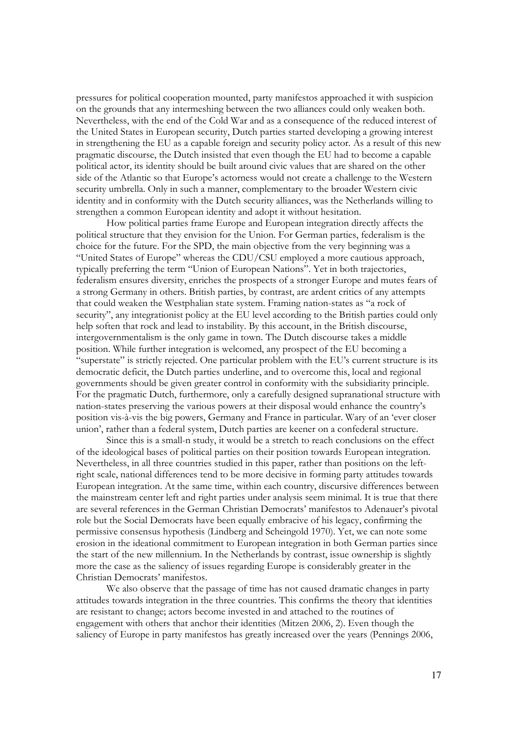pressures for political cooperation mounted, party manifestos approached it with suspicion on the grounds that any intermeshing between the two alliances could only weaken both. Nevertheless, with the end of the Cold War and as a consequence of the reduced interest of the United States in European security, Dutch parties started developing a growing interest in strengthening the EU as a capable foreign and security policy actor. As a result of this new pragmatic discourse, the Dutch insisted that even though the EU had to become a capable political actor, its identity should be built around civic values that are shared on the other side of the Atlantic so that Europe's actorness would not create a challenge to the Western security umbrella. Only in such a manner, complementary to the broader Western civic identity and in conformity with the Dutch security alliances, was the Netherlands willing to strengthen a common European identity and adopt it without hesitation.

How political parties frame Europe and European integration directly affects the political structure that they envision for the Union. For German parties, federalism is the choice for the future. For the SPD, the main objective from the very beginning was a "United States of Europe" whereas the CDU/CSU employed a more cautious approach, typically preferring the term "Union of European Nations". Yet in both trajectories, federalism ensures diversity, enriches the prospects of a stronger Europe and mutes fears of a strong Germany in others. British parties, by contrast, are ardent critics of any attempts that could weaken the Westphalian state system. Framing nation-states as "a rock of security", any integrationist policy at the EU level according to the British parties could only help soften that rock and lead to instability. By this account, in the British discourse, intergovernmentalism is the only game in town. The Dutch discourse takes a middle position. While further integration is welcomed, any prospect of the EU becoming a "superstate" is strictly rejected. One particular problem with the EU's current structure is its democratic deficit, the Dutch parties underline, and to overcome this, local and regional governments should be given greater control in conformity with the subsidiarity principle. For the pragmatic Dutch, furthermore, only a carefully designed supranational structure with nation-states preserving the various powers at their disposal would enhance the country's position vis-à-vis the big powers, Germany and France in particular. Wary of an 'ever closer union', rather than a federal system, Dutch parties are keener on a confederal structure.

Since this is a small-n study, it would be a stretch to reach conclusions on the effect of the ideological bases of political parties on their position towards European integration. Nevertheless, in all three countries studied in this paper, rather than positions on the left-right scale, national differences tend to be more decisive in forming party attitudes towards European integration. At the same time, within each country, discursive differences between the mainstream center left and right parties under analysis seem minimal. It is true that there are several references in the German Christian Democrats' manifestos to Adenauer's pivotal role but the Social Democrats have been equally embracive of his legacy, confirming the permissive consensus hypothesis (Lindberg and Scheingold 1970). Yet, we can note some erosion in the ideational commitment to European integration in both German parties since the start of the new millennium. In the Netherlands by contrast, issue ownership is slightly more the case as the saliency of issues regarding Europe is considerably greater in the Christian Democrats' manifestos.

We also observe that the passage of time has not caused dramatic changes in party attitudes towards integration in the three countries. This confirms the theory that identities are resistant to change; actors become invested in and attached to the routines of engagement with others that anchor their identities (Mitzen 2006, 2). Even though the saliency of Europe in party manifestos has greatly increased over the years (Pennings 2006,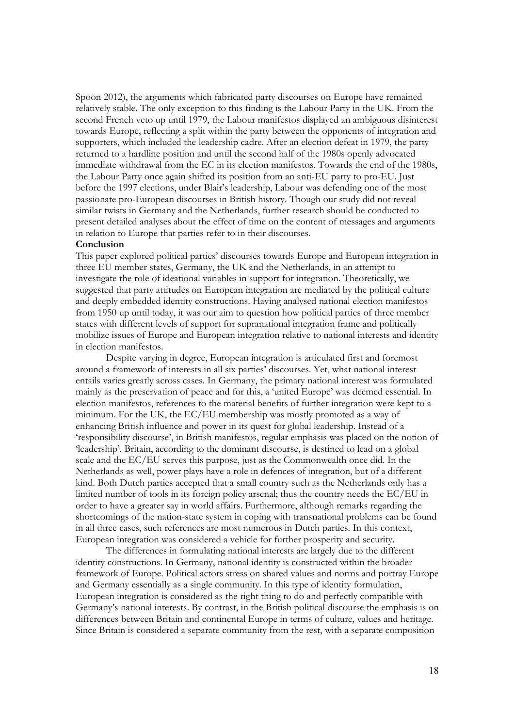Spoon 2012), the arguments which fabricated party discourses on Europe have remained relatively stable. The only exception to this finding is the Labour Party in the UK. From the second French veto up until 1979, the Labour manifestos displayed an ambiguous disinterest towards Europe, reflecting a split within the party between the opponents of integration and supporters, which included the leadership cadre. After an election defeat in 1979, the party returned to a hardline position and until the second half of the 1980s openly advocated immediate withdrawal from the EC in its election manifestos. Towards the end of the 1980s, the Labour Party once again shifted its position from an anti-EU party to pro-EU. Just before the 1997 elections, under Blair's leadership, Labour was defending one of the most passionate pro-European discourses in British history. Though our study did not reveal similar twists in Germany and the Netherlands, further research should be conducted to present detailed analyses about the effect of time on the content of messages and arguments in relation to Europe that parties refer to in their discourses.

**Conclusion**

This paper explored political parties' discourses towards Europe and European integration in three EU member states, Germany, the UK and the Netherlands, in an attempt to investigate the role of ideational variables in support for integration. Theoretically, we suggested that party attitudes on European integration are mediated by the political culture and deeply embedded identity constructions. Having analysed national election manifestos from 1950 up until today, it was our aim to question how political parties of three member states with different levels of support for supranational integration frame and politically mobilize issues of Europe and European integration relative to national interests and identity in election manifestos.

Despite varying in degree, European integration is articulated first and foremost around a framework of interests in all six parties' discourses. Yet, what national interest entails varies greatly across cases. In Germany, the primary national interest was formulated mainly as the preservation of peace and for this, a 'united Europe' was deemed essential. In election manifestos, references to the material benefits of further integration were kept to a minimum. For the UK, the EC/EU membership was mostly promoted as a way of enhancing British influence and power in its quest for global leadership. Instead of a 'responsibility discourse', in British manifestos, regular emphasis was placed on the notion of 'leadership'. Britain, according to the dominant discourse, is destined to lead on a global scale and the EC/EU serves this purpose, just as the Commonwealth once did. In the Netherlands as well, power plays have a role in defences of integration, but of a different kind. Both Dutch parties accepted that a small country such as the Netherlands only has a limited number of tools in its foreign policy arsenal; thus the country needs the EC/EU in order to have a greater say in world affairs. Furthermore, although remarks regarding the shortcomings of the nation-state system in coping with transnational problems can be found in all three cases, such references are most numerous in Dutch parties. In this context, European integration was considered a vehicle for further prosperity and security.

The differences in formulating national interests are largely due to the different identity constructions. In Germany, national identity is constructed within the broader framework of Europe. Political actors stress on shared values and norms and portray Europe and Germany essentially as a single community. In this type of identity formulation, European integration is considered as the right thing to do and perfectly compatible with Germany's national interests. By contrast, in the British political discourse the emphasis is on differences between Britain and continental Europe in terms of culture, values and heritage. Since Britain is considered a separate community from the rest, with a separate composition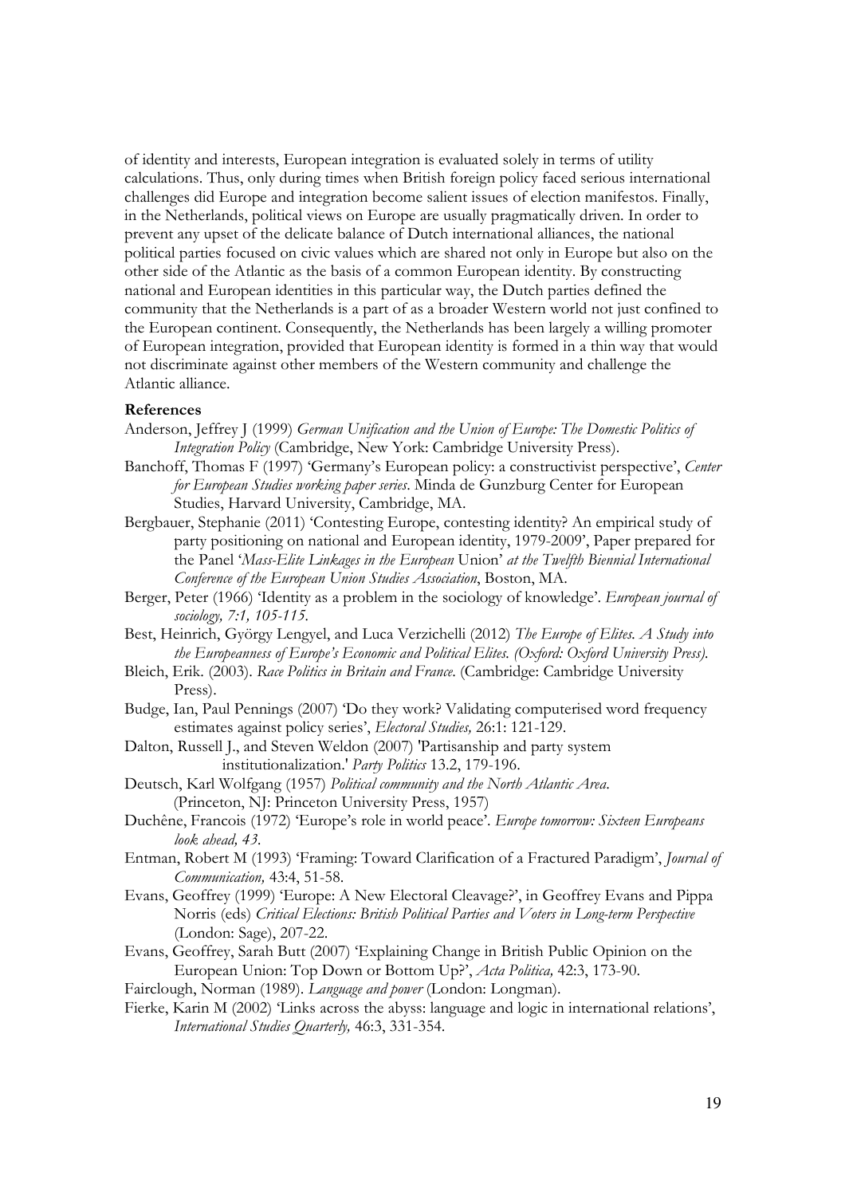of identity and interests, European integration is evaluated solely in terms of utility calculations. Thus, only during times when British foreign policy faced serious international challenges did Europe and integration become salient issues of election manifestos. Finally, in the Netherlands, political views on Europe are usually pragmatically driven. In order to prevent any upset of the delicate balance of Dutch international alliances, the national political parties focused on civic values which are shared not only in Europe but also on the other side of the Atlantic as the basis of a common European identity. By constructing national and European identities in this particular way, the Dutch parties defined the community that the Netherlands is a part of as a broader Western world not just confined to the European continent. Consequently, the Netherlands has been largely a willing promoter of European integration, provided that European identity is formed in a thin way that would not discriminate against other members of the Western community and challenge the Atlantic alliance.

**References**

Anderson, Jeffrey J (1999) *German Unification and the Union of Europe: The Domestic Politics of Integration Policy* (Cambridge, New York: Cambridge University Press).

Banchoff, Thomas F (1997) 'Germany's European policy: a constructivist perspective', *Center for European Studies working paper series*. Minda de Gunzburg Center for European Studies, Harvard University, Cambridge, MA.

Bergbauer, Stephanie (2011) 'Contesting Europe, contesting identity? An empirical study of party positioning on national and European identity, 1979-2009', Paper prepared for the Panel '*Mass-Elite Linkages in the European* Union' *at the Twelfth Biennial International Conference of the European Union Studies Association*, Boston, MA.

Berger, Peter (1966) 'Identity as a problem in the sociology of knowledge'. *European journal of sociology, 7:1, 105-115.*

Best, Heinrich, György Lengyel, and Luca Verzichelli (2012) *The Europe of Elites. A Study into the Europeanness of Europe's Economic and Political Elites. (Oxford: Oxford University Press).*

Bleich, Erik. (2003). *Race Politics in Britain and France.* (Cambridge: Cambridge University Press).

Budge, Ian, Paul Pennings (2007) 'Do they work? Validating computerised word frequency estimates against policy series', *Electoral Studies,* 26:1: 121-129.

Dalton, Russell J., and Steven Weldon (2007) 'Partisanship and party system institutionalization.' *Party Politics* 13.2, 179-196.

Deutsch, Karl Wolfgang (1957) *Political community and the North Atlantic Area.* (Princeton, NJ: Princeton University Press, 1957)

Duchêne, Francois (1972) 'Europe's role in world peace'. *Europe tomorrow: Sixteen Europeans look ahead, 43.*

Entman, Robert M (1993) 'Framing: Toward Clarification of a Fractured Paradigm', *Journal of Communication,* 43:4, 51-58.

Evans, Geoffrey (1999) 'Europe: A New Electoral Cleavage?', in Geoffrey Evans and Pippa Norris (eds) *Critical Elections: British Political Parties and Voters in Long-term Perspective* (London: Sage), 207-22.

Evans, Geoffrey, Sarah Butt (2007) 'Explaining Change in British Public Opinion on the European Union: Top Down or Bottom Up?', *Acta Politica,* 42:3, 173-90.

Fairclough, Norman (1989). *Language and power* (London: Longman).

Fierke, Karin M (2002) 'Links across the abyss: language and logic in international relations', *International Studies Quarterly,* 46:3, 331-354.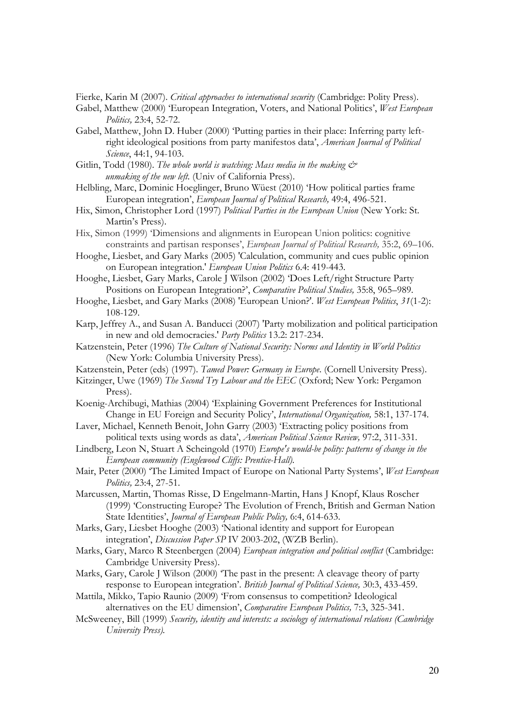Fierke, Karin M (2007). *Critical approaches to international security* (Cambridge: Polity Press).

Gabel, Matthew (2000) 'European Integration, Voters, and National Politics', *West European Politics,* 23:4, 52-72.

Gabel, Matthew, John D. Huber (2000) 'Putting parties in their place: Inferring party left-right ideological positions from party manifestos data', *American Journal of Political Science*, 44:1, 94-103.

Gitlin, Todd (1980). *The whole world is watching: Mass media in the making & unmaking of the new left.* (Univ of California Press).

Helbling, Marc, Dominic Hoeglinger, Bruno Wüest (2010) 'How political parties frame European integration', *European Journal of Political Research,* 49:4, 496-521.

Hix, Simon, Christopher Lord (1997) *Political Parties in the European Union* (New York: St. Martin's Press).

Hix, Simon (1999) 'Dimensions and alignments in European Union politics: cognitive constraints and partisan responses', *European Journal of Political Research,* 35:2, 69–106.

Hooghe, Liesbet, and Gary Marks (2005) 'Calculation, community and cues public opinion on European integration.' *European Union Politics* 6.4: 419-443.

Hooghe, Liesbet, Gary Marks, Carole J Wilson (2002) 'Does Left/right Structure Party Positions on European Integration?', *Comparative Political Studies,* 35:8, 965–989.

Hooghe, Liesbet, and Gary Marks (2008) 'European Union?'. *West European Politics*, *31*(1-2): 108-129.

Karp, Jeffrey A., and Susan A. Banducci (2007) 'Party mobilization and political participation in new and old democracies.' *Party Politics* 13.2: 217-234.

Katzenstein, Peter (1996) *The Culture of National Security: Norms and Identity in World Politics* (New York: Columbia University Press).

Katzenstein, Peter (eds) (1997). *Tamed Power: Germany in Europe*. (Cornell University Press).

Kitzinger, Uwe (1969) *The Second Try Labour and the EEC* (Oxford; New York: Pergamon Press).

Koenig-Archibugi, Mathias (2004) 'Explaining Government Preferences for Institutional Change in EU Foreign and Security Policy', *International Organization,* 58:1, 137-174.

Laver, Michael, Kenneth Benoit, John Garry (2003) 'Extracting policy positions from political texts using words as data', *American Political Science Review,* 97:2, 311-331.

Lindberg, Leon N, Stuart A Scheingold (1970) *Europe's would-be polity: patterns of change in the European community (Englewood Cliffs: Prentice-Hall).*

Mair, Peter (2000) 'The Limited Impact of Europe on National Party Systems', *West European Politics,* 23:4, 27-51.

Marcussen, Martin, Thomas Risse, D Engelmann-Martin, Hans J Knopf, Klaus Roscher (1999) 'Constructing Europe? The Evolution of French, British and German Nation State Identities', *Journal of European Public Policy,* 6:4, 614-633.

Marks, Gary, Liesbet Hooghe (2003) 'National identity and support for European integration', *Discussion Paper SP* IV 2003-202, (WZB Berlin).

Marks, Gary, Marco R Steenbergen (2004) *European integration and political conflict* (Cambridge: Cambridge University Press).

Marks, Gary, Carole J Wilson (2000) 'The past in the present: A cleavage theory of party response to European integration'. *British Journal of Political Science,* 30:3, 433-459.

Mattila, Mikko, Tapio Raunio (2009) 'From consensus to competition? Ideological alternatives on the EU dimension', *Comparative European Politics,* 7:3, 325-341.

McSweeney, Bill (1999) *Security, identity and interests: a sociology of international relations (Cambridge University Press).*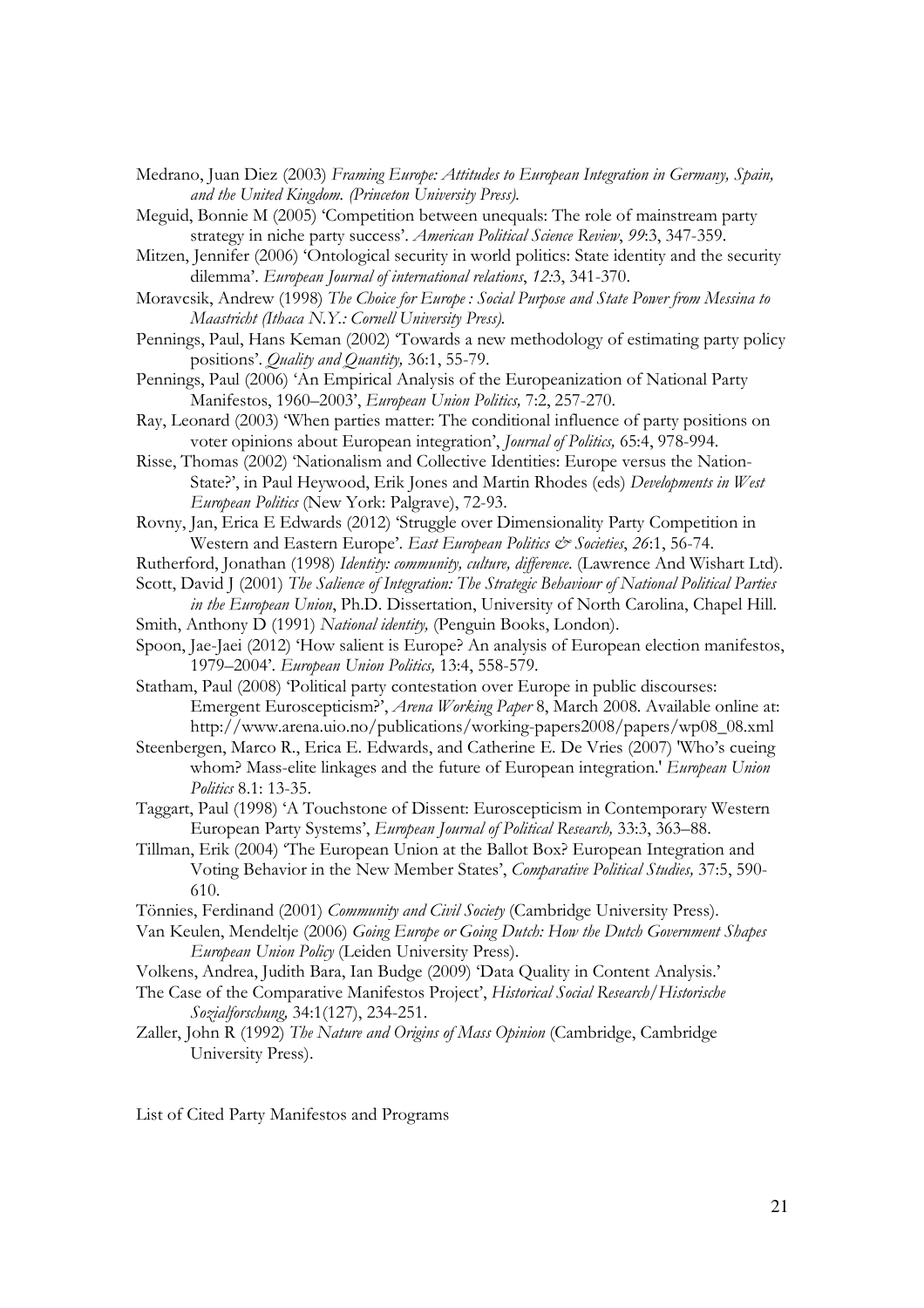Medrano, Juan Diez (2003) *Framing Europe: Attitudes to European Integration in Germany, Spain, and the United Kingdom. (Princeton University Press).*

Meguid, Bonnie M (2005) 'Competition between unequals: The role of mainstream party strategy in niche party success'. *American Political Science Review*, *99*:3, 347-359.

Mitzen, Jennifer (2006) 'Ontological security in world politics: State identity and the security dilemma'. *European Journal of international relations*, *12*:3, 341-370.

Moravcsik, Andrew (1998) *The Choice for Europe : Social Purpose and State Power from Messina to Maastricht (Ithaca N.Y.: Cornell University Press).*

Pennings, Paul, Hans Keman (2002) 'Towards a new methodology of estimating party policy positions'. *Quality and Quantity,* 36:1, 55-79.

Pennings, Paul (2006) 'An Empirical Analysis of the Europeanization of National Party Manifestos, 1960–2003', *European Union Politics,* 7:2, 257-270.

Ray, Leonard (2003) 'When parties matter: The conditional influence of party positions on voter opinions about European integration', *Journal of Politics,* 65:4, 978-994.

Risse, Thomas (2002) 'Nationalism and Collective Identities: Europe versus the Nation-State?', in Paul Heywood, Erik Jones and Martin Rhodes (eds) *Developments in West European Politics* (New York: Palgrave), 72-93.

Rovny, Jan, Erica E Edwards (2012) 'Struggle over Dimensionality Party Competition in Western and Eastern Europe'. *East European Politics & Societies*, *26*:1, 56-74.

Rutherford, Jonathan (1998) *Identity: community, culture, difference*. (Lawrence And Wishart Ltd).

Scott, David J (2001) *The Salience of Integration: The Strategic Behaviour of National Political Parties in the European Union*, Ph.D. Dissertation, University of North Carolina, Chapel Hill.

Smith, Anthony D (1991) *National identity,* (Penguin Books, London).

Spoon, Jae-Jaei (2012) 'How salient is Europe? An analysis of European election manifestos, 1979–2004'. *European Union Politics,* 13:4, 558-579.

Statham, Paul (2008) 'Political party contestation over Europe in public discourses: Emergent Euroscepticism?', *Arena Working Paper* 8, March 2008. Available online at: http://www.arena.uio.no/publications/working-papers2008/papers/wp08_08.xml

Steenbergen, Marco R., Erica E. Edwards, and Catherine E. De Vries (2007) 'Who's cueing whom? Mass-elite linkages and the future of European integration.' *European Union Politics* 8.1: 13-35.

Taggart, Paul (1998) 'A Touchstone of Dissent: Euroscepticism in Contemporary Western European Party Systems', *European Journal of Political Research,* 33:3, 363–88.

Tillman, Erik (2004) 'The European Union at the Ballot Box? European Integration and Voting Behavior in the New Member States', *Comparative Political Studies,* 37:5, 590-610.

Tönnies, Ferdinand (2001) *Community and Civil Society* (Cambridge University Press).

Van Keulen, Mendeltje (2006) *Going Europe or Going Dutch: How the Dutch Government Shapes European Union Policy* (Leiden University Press).

Volkens, Andrea, Judith Bara, Ian Budge (2009) 'Data Quality in Content Analysis.'

The Case of the Comparative Manifestos Project', *Historical Social Research/Historische Sozialforschung,* 34:1(127), 234-251.

Zaller, John R (1992) *The Nature and Origins of Mass Opinion* (Cambridge, Cambridge University Press).

List of Cited Party Manifestos and Programs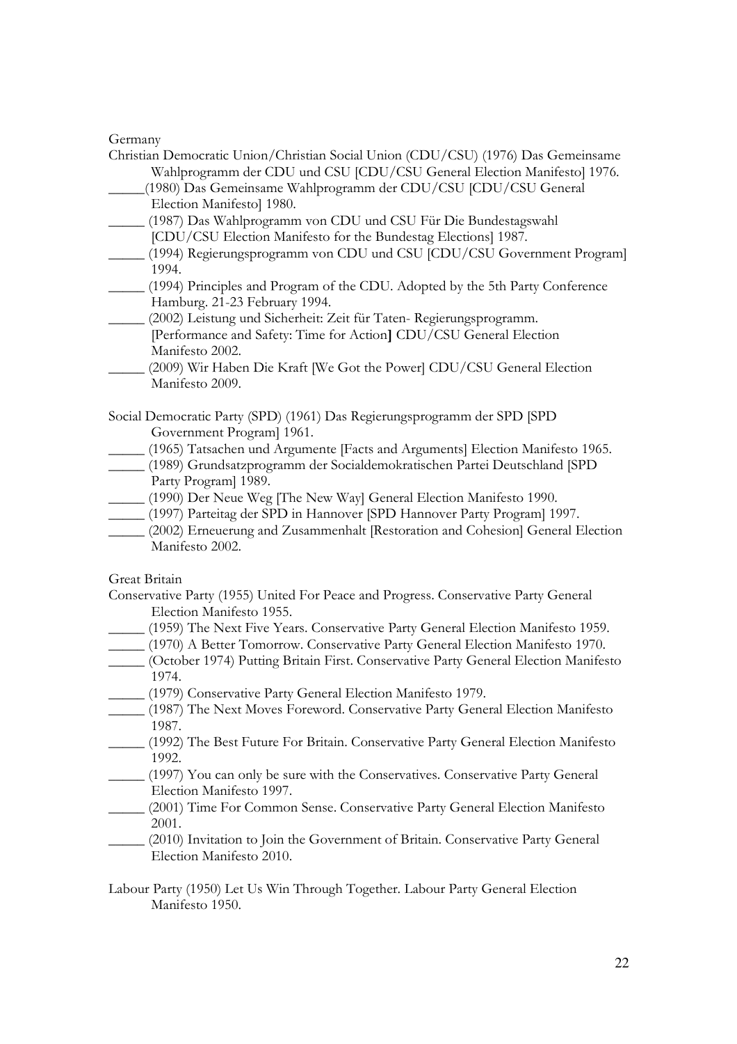Germany

Christian Democratic Union/Christian Social Union (CDU/CSU) (1976) Das Gemeinsame Wahlprogramm der CDU und CSU [CDU/CSU General Election Manifesto] 1976.

_____(1980) Das Gemeinsame Wahlprogramm der CDU/CSU [CDU/CSU General Election Manifesto] 1980.

_____ (1987) Das Wahlprogramm von CDU und CSU Für Die Bundestagswahl [CDU/CSU Election Manifesto for the Bundestag Elections] 1987.

_____ (1994) Regierungsprogramm von CDU und CSU [CDU/CSU Government Program] 1994.

_____ (1994) Principles and Program of the CDU. Adopted by the 5th Party Conference Hamburg. 21-23 February 1994.

_____ (2002) Leistung und Sicherheit: Zeit für Taten- Regierungsprogramm. [Performance and Safety: Time for Action] CDU/CSU General Election Manifesto 2002.

_____ (2009) Wir Haben Die Kraft [We Got the Power] CDU/CSU General Election Manifesto 2009.

Social Democratic Party (SPD) (1961) Das Regierungsprogramm der SPD [SPD Government Program] 1961.

_____ (1965) Tatsachen und Argumente [Facts and Arguments] Election Manifesto 1965.

_____ (1989) Grundsatzprogramm der Socialdemokratischen Partei Deutschland [SPD Party Program] 1989.

_____ (1990) Der Neue Weg [The New Way] General Election Manifesto 1990.

_____ (1997) Parteitag der SPD in Hannover [SPD Hannover Party Program] 1997.

_____ (2002) Erneuerung and Zusammenhalt [Restoration and Cohesion] General Election Manifesto 2002.

Great Britain

Conservative Party (1955) United For Peace and Progress. Conservative Party General Election Manifesto 1955.

_____ (1959) The Next Five Years. Conservative Party General Election Manifesto 1959.

_____ (1970) A Better Tomorrow. Conservative Party General Election Manifesto 1970.

_____ (October 1974) Putting Britain First. Conservative Party General Election Manifesto 1974.

_____ (1979) Conservative Party General Election Manifesto 1979.

_____ (1987) The Next Moves Foreword. Conservative Party General Election Manifesto 1987.

_____ (1992) The Best Future For Britain. Conservative Party General Election Manifesto 1992.

_____ (1997) You can only be sure with the Conservatives. Conservative Party General Election Manifesto 1997.

_____ (2001) Time For Common Sense. Conservative Party General Election Manifesto 2001.

_____ (2010) Invitation to Join the Government of Britain. Conservative Party General Election Manifesto 2010.

Labour Party (1950) Let Us Win Through Together. Labour Party General Election Manifesto 1950.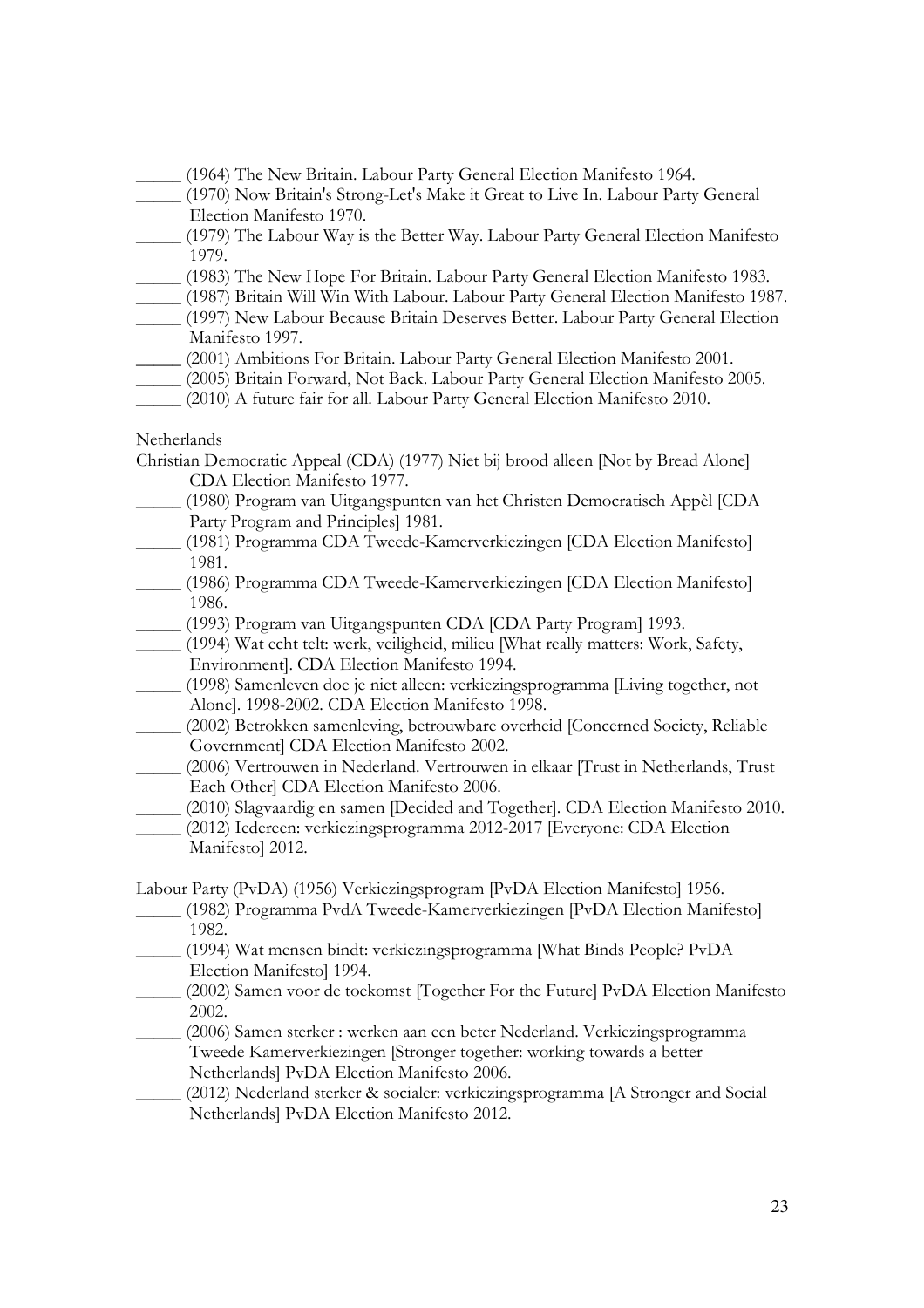_____ (1964) The New Britain. Labour Party General Election Manifesto 1964.

_____ (1970) Now Britain's Strong-Let's Make it Great to Live In. Labour Party General Election Manifesto 1970.

_____ (1979) The Labour Way is the Better Way. Labour Party General Election Manifesto 1979.

_____ (1983) The New Hope For Britain. Labour Party General Election Manifesto 1983.

_____ (1987) Britain Will Win With Labour. Labour Party General Election Manifesto 1987.

_____ (1997) New Labour Because Britain Deserves Better. Labour Party General Election Manifesto 1997.

_____ (2001) Ambitions For Britain. Labour Party General Election Manifesto 2001.

_____ (2005) Britain Forward, Not Back. Labour Party General Election Manifesto 2005.

_____ (2010) A future fair for all. Labour Party General Election Manifesto 2010.

Netherlands

Christian Democratic Appeal (CDA) (1977) Niet bij brood alleen [Not by Bread Alone] CDA Election Manifesto 1977.

_____ (1980) Program van Uitgangspunten van het Christen Democratisch Appèl [CDA Party Program and Principles] 1981.

_____ (1981) Programma CDA Tweede-Kamerverkiezingen [CDA Election Manifesto] 1981.

_____ (1986) Programma CDA Tweede-Kamerverkiezingen [CDA Election Manifesto] 1986.

_____ (1993) Program van Uitgangspunten CDA [CDA Party Program] 1993.

_____ (1994) Wat echt telt: werk, veiligheid, milieu [What really matters: Work, Safety, Environment]. CDA Election Manifesto 1994.

_____ (1998) Samenleven doe je niet alleen: verkiezingsprogramma [Living together, not Alone]. 1998-2002. CDA Election Manifesto 1998.

_____ (2002) Betrokken samenleving, betrouwbare overheid [Concerned Society, Reliable Government] CDA Election Manifesto 2002.

_____ (2006) Vertrouwen in Nederland. Vertrouwen in elkaar [Trust in Netherlands, Trust Each Other] CDA Election Manifesto 2006.

_____ (2010) Slagvaardig en samen [Decided and Together]. CDA Election Manifesto 2010.

_____ (2012) Iedereen: verkiezingsprogramma 2012-2017 [Everyone: CDA Election Manifesto] 2012.

Labour Party (PvDA) (1956) Verkiezingsprogram [PvDA Election Manifesto] 1956.

_____ (1982) Programma PvdA Tweede-Kamerverkiezingen [PvDA Election Manifesto] 1982.

_____ (1994) Wat mensen bindt: verkiezingsprogramma [What Binds People? PvDA Election Manifesto] 1994.

_____ (2002) Samen voor de toekomst [Together For the Future] PvDA Election Manifesto 2002.

_____ (2006) Samen sterker : werken aan een beter Nederland. Verkiezingsprogramma Tweede Kamerverkiezingen [Stronger together: working towards a better Netherlands] PvDA Election Manifesto 2006.

_____ (2012) Nederland sterker & socialer: verkiezingsprogramma [A Stronger and Social Netherlands] PvDA Election Manifesto 2012.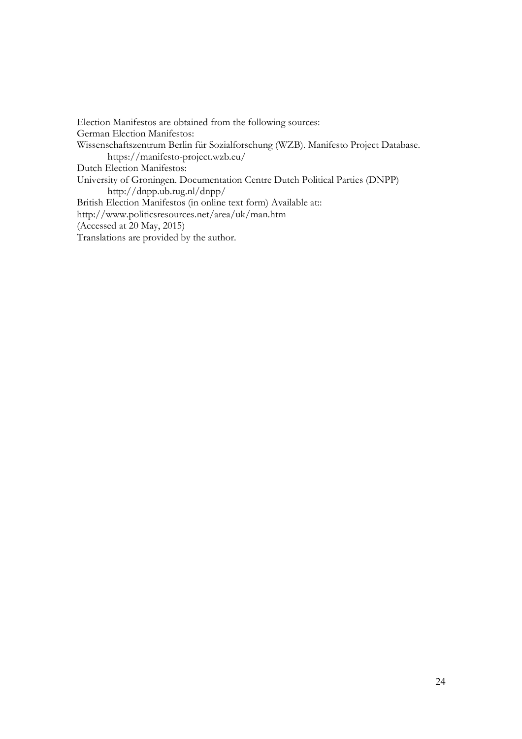Election Manifestos are obtained from the following sources:

German Election Manifestos:

Wissenschaftszentrum Berlin für Sozialforschung (WZB). Manifesto Project Database.
https://manifesto-project.wzb.eu/

Dutch Election Manifestos:

University of Groningen. Documentation Centre Dutch Political Parties (DNPP)
http://dnpp.ub.rug.nl/dnpp/

British Election Manifestos (in online text form) Available at::
http://www.politicsresources.net/area/uk/man.htm
(Accessed at 20 May, 2015)

Translations are provided by the author.